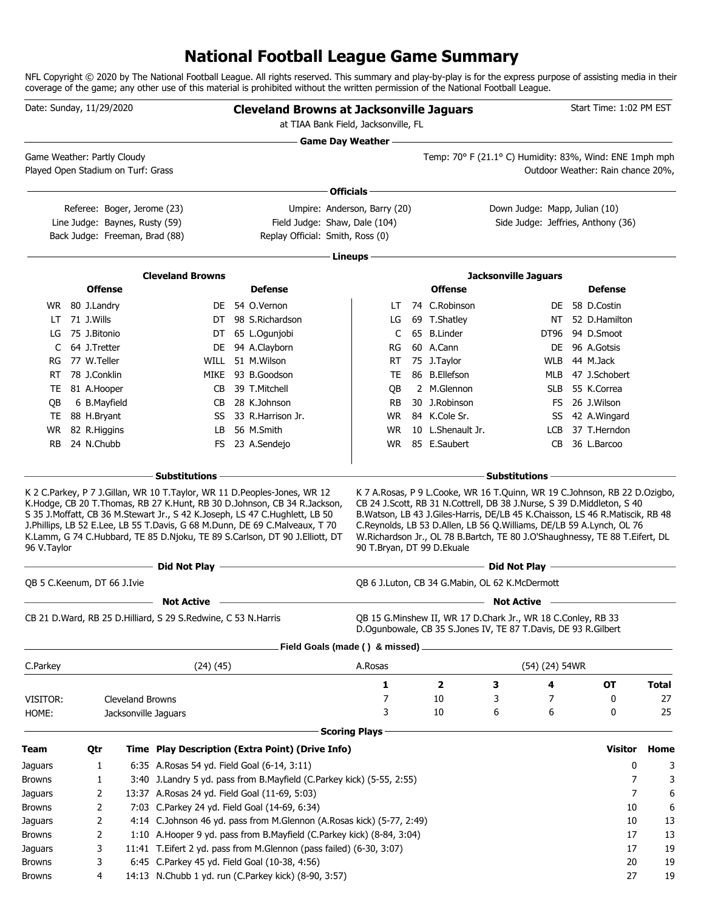# National Football League Game Summary

NFL Copyright © 2020 by The National Football League. All rights reserved. This summary and play-by-play is for the express purpose of assisting media in their coverage of the game; any other use of this material is prohibited without the written permission of the National Football League.

Date: Sunday, 11/29/2020

**Cleveland Browns at Jacksonville Jaguars**

at TIAA Bank Field, Jacksonville, FL

Start Time: 1:02 PM EST

## Game Day Weather

Game Weather: Partly Cloudy

Played Open Stadium on Turf: Grass

Temp: 70° F (21.1° C) Humidity: 83%, Wind: ENE 1mph mph

Outdoor Weather: Rain chance 20%,

## Officials

Referee: Boger, Jerome (23)
Umpire: Anderson, Barry (20)
Down Judge: Mapp, Julian (10)
Line Judge: Baynes, Rusty (59)
Field Judge: Shaw, Dale (104)
Side Judge: Jeffries, Anthony (36)
Back Judge: Freeman, Brad (88)
Replay Official: Smith, Ross (0)

## Lineups

**Cleveland Browns**

| Offense | | Defense | |
|---|---|---|---|
| WR | 80 J.Landry | DE | 54 O.Vernon |
| LT | 71 J.Wills | DT | 98 S.Richardson |
| LG | 75 J.Bitonio | DT | 65 L.Ogunjobi |
| C | 64 J.Tretter | DE | 94 A.Clayborn |
| RG | 77 W.Teller | WILL | 51 M.Wilson |
| RT | 78 J.Conklin | MIKE | 93 B.Goodson |
| TE | 81 A.Hooper | CB | 39 T.Mitchell |
| QB | 6 B.Mayfield | CB | 28 K.Johnson |
| TE | 88 H.Bryant | SS | 33 R.Harrison Jr. |
| WR | 82 R.Higgins | LB | 56 M.Smith |
| RB | 24 N.Chubb | FS | 23 A.Sendejo |

**Jacksonville Jaguars**

| Offense | | Defense | |
|---|---|---|---|
| LT | 74 C.Robinson | DE | 58 D.Costin |
| LG | 69 T.Shatley | NT | 52 D.Hamilton |
| C | 65 B.Linder | DT96 | 94 D.Smoot |
| RG | 60 A.Cann | DE | 96 A.Gotsis |
| RT | 75 J.Taylor | WLB | 44 M.Jack |
| TE | 86 B.Ellefson | MLB | 47 J.Schobert |
| QB | 2 M.Glennon | SLB | 55 K.Correa |
| RB | 30 J.Robinson | FS | 26 J.Wilson |
| WR | 84 K.Cole Sr. | SS | 42 A.Wingard |
| WR | 10 L.Shenault Jr. | LCB | 37 T.Herndon |
| WR | 85 E.Saubert | CB | 36 L.Barcoo |

### Substitutions

**Cleveland Browns:** K 2 C.Parkey, P 7 J.Gillan, WR 10 T.Taylor, WR 11 D.Peoples-Jones, WR 12 K.Hodge, CB 20 T.Thomas, RB 27 K.Hunt, RB 30 D.Johnson, CB 34 R.Jackson, S 35 J.Moffatt, CB 36 M.Stewart Jr., S 42 K.Joseph, LS 47 C.Hughlett, LB 50 J.Phillips, LB 52 E.Lee, LB 55 T.Davis, G 68 M.Dunn, DE 69 C.Malveaux, T 70 K.Lamm, G 74 C.Hubbard, TE 85 D.Njoku, TE 89 S.Carlson, DT 90 J.Elliott, DT 96 V.Taylor

**Jacksonville Jaguars:** K 7 A.Rosas, P 9 L.Cooke, WR 16 T.Quinn, WR 19 C.Johnson, RB 22 D.Ozigbo, CB 24 J.Scott, RB 31 N.Cottrell, DB 38 J.Nurse, S 39 D.Middleton, S 40 B.Watson, LB 43 J.Giles-Harris, DE/LB 45 K.Chaisson, LS 46 R.Matiscik, RB 48 C.Reynolds, LB 53 D.Allen, LB 56 Q.Williams, DE/LB 59 A.Lynch, OL 76 W.Richardson Jr., OL 78 B.Bartch, TE 80 J.O'Shaughnessy, TE 88 T.Eifert, DL 90 T.Bryan, DT 99 D.Ekuale

### Did Not Play

**Cleveland Browns:** QB 5 C.Keenum, DT 66 J.Ivie

**Jacksonville Jaguars:** QB 6 J.Luton, CB 34 G.Mabin, OL 62 K.McDermott

### Not Active

**Cleveland Browns:** CB 21 D.Ward, RB 25 D.Hilliard, S 29 S.Redwine, C 53 N.Harris

**Jacksonville Jaguars:** QB 15 G.Minshew II, WR 17 D.Chark Jr., WR 18 C.Conley, RB 33 D.Ogunbowale, CB 35 S.Jones IV, TE 87 T.Davis, DE 93 R.Gilbert

## Field Goals (made ( ) & missed)

| Kicker | Field Goals | Kicker | Field Goals |
|---|---|---|---|
| C.Parkey | (24) (45) | A.Rosas | (54) (24) 54WR |

| | Team | 1 | 2 | 3 | 4 | OT | Total |
|---|---|---|---|---|---|---|---|
| VISITOR: | Cleveland Browns | 7 | 10 | 3 | 7 | 0 | 27 |
| HOME: | Jacksonville Jaguars | 3 | 10 | 6 | 6 | 0 | 25 |

## Scoring Plays

| Team | Qtr | Time | Play Description (Extra Point) (Drive Info) | Visitor | Home |
|---|---|---|---|---|---|
| Jaguars | 1 | 6:35 | A.Rosas 54 yd. Field Goal (6-14, 3:11) | 0 | 3 |
| Browns | 1 | 3:40 | J.Landry 5 yd. pass from B.Mayfield (C.Parkey kick) (5-55, 2:55) | 7 | 3 |
| Jaguars | 2 | 13:37 | A.Rosas 24 yd. Field Goal (11-69, 5:03) | 7 | 6 |
| Browns | 2 | 7:03 | C.Parkey 24 yd. Field Goal (14-69, 6:34) | 10 | 6 |
| Jaguars | 2 | 4:14 | C.Johnson 46 yd. pass from M.Glennon (A.Rosas kick) (5-77, 2:49) | 10 | 13 |
| Browns | 2 | 1:10 | A.Hooper 9 yd. pass from B.Mayfield (C.Parkey kick) (8-84, 3:04) | 17 | 13 |
| Jaguars | 3 | 11:41 | T.Eifert 2 yd. pass from M.Glennon (pass failed) (6-30, 3:07) | 17 | 19 |
| Browns | 3 | 6:45 | C.Parkey 45 yd. Field Goal (10-38, 4:56) | 20 | 19 |
| Browns | 4 | 14:13 | N.Chubb 1 yd. run (C.Parkey kick) (8-90, 3:57) | 27 | 19 |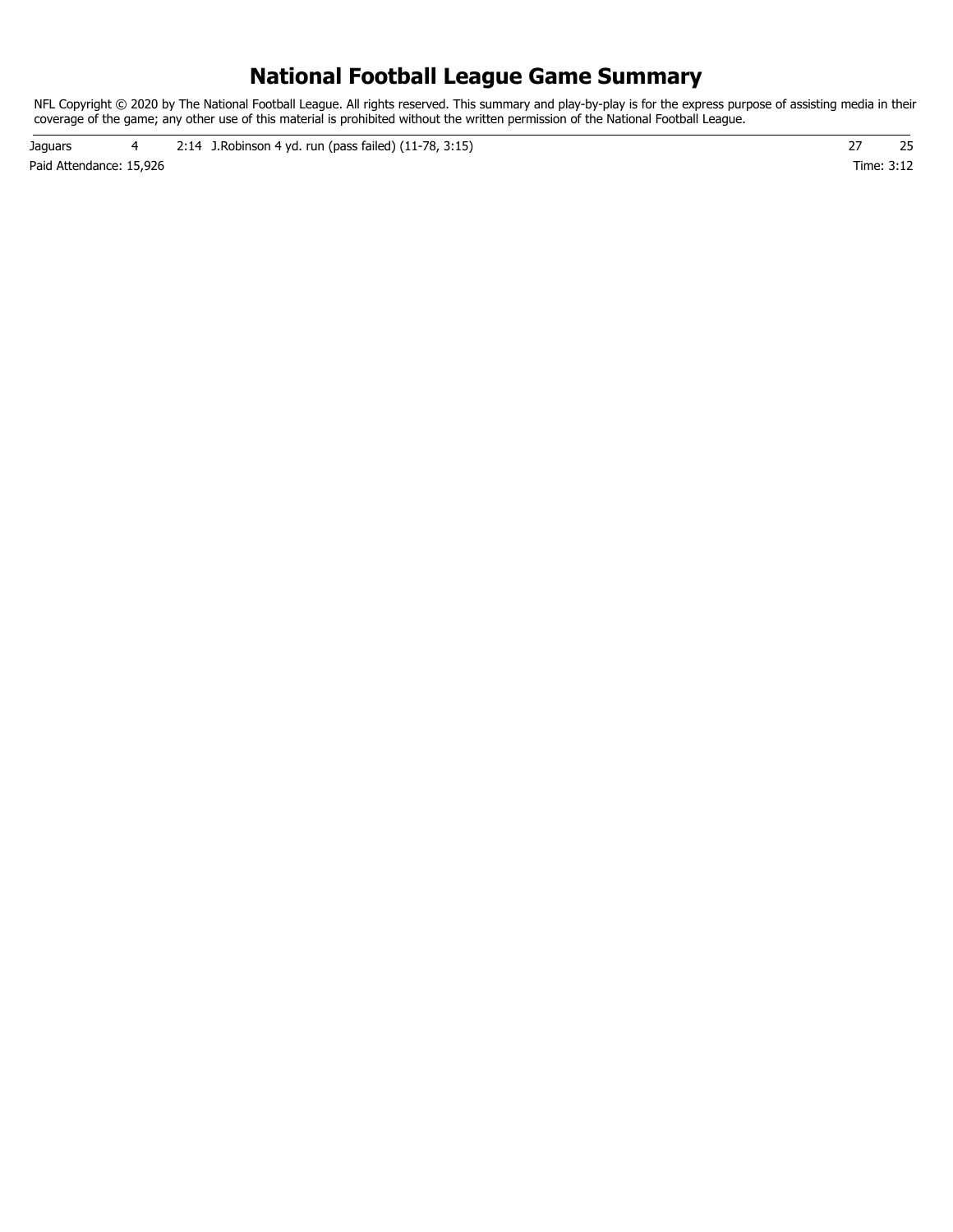# National Football League Game Summary

NFL Copyright © 2020 by The National Football League. All rights reserved. This summary and play-by-play is for the express purpose of assisting media in their coverage of the game; any other use of this material is prohibited without the written permission of the National Football League.

| | | | | |
|---|---|---|---|---|
| Jaguars | 4 | 2:14 J.Robinson 4 yd. run (pass failed) (11-78, 3:15) | 27 | 25 |

Paid Attendance: 15,926

Time: 3:12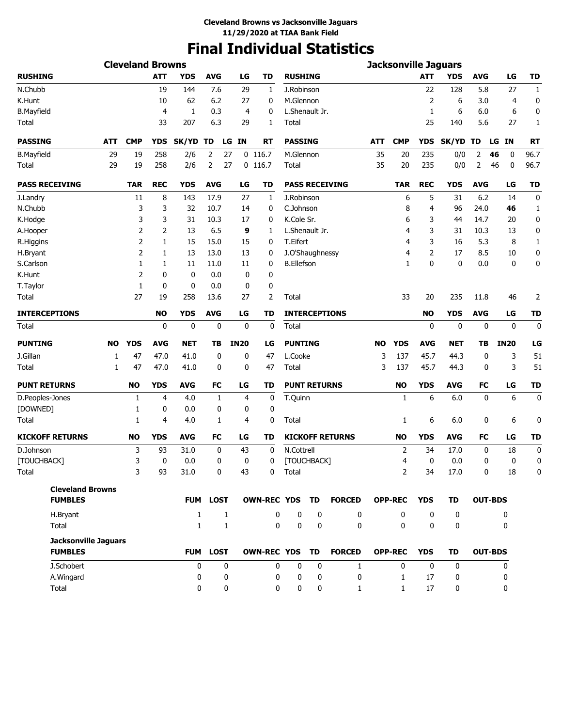**Cleveland Browns vs Jacksonville Jaguars**
**11/29/2020 at TIAA Bank Field**

# Final Individual Statistics

## Cleveland Browns

| RUSHING | ATT | YDS | AVG | LG | TD |
|---|---|---|---|---|---|
| N.Chubb | 19 | 144 | 7.6 | 29 | 1 |
| K.Hunt | 10 | 62 | 6.2 | 27 | 0 |
| B.Mayfield | 4 | 1 | 0.3 | 4 | 0 |
| Total | 33 | 207 | 6.3 | 29 | 1 |

| PASSING | ATT | CMP | YDS | SK/YD | TD | LG | IN | RT |
|---|---|---|---|---|---|---|---|---|
| B.Mayfield | 29 | 19 | 258 | 2/6 | 2 | 27 | 0 | 116.7 |
| Total | 29 | 19 | 258 | 2/6 | 2 | 27 | 0 | 116.7 |

| PASS RECEIVING | TAR | REC | YDS | AVG | LG | TD |
|---|---|---|---|---|---|---|
| J.Landry | 11 | 8 | 143 | 17.9 | 27 | 1 |
| N.Chubb | 3 | 3 | 32 | 10.7 | 14 | 0 |
| K.Hodge | 3 | 3 | 31 | 10.3 | 17 | 0 |
| A.Hooper | 2 | 2 | 13 | 6.5 | **9** | 1 |
| R.Higgins | 2 | 1 | 15 | 15.0 | 15 | 0 |
| H.Bryant | 2 | 1 | 13 | 13.0 | 13 | 0 |
| S.Carlson | 1 | 1 | 11 | 11.0 | 11 | 0 |
| K.Hunt | 2 | 0 | 0 | 0.0 | 0 | 0 |
| T.Taylor | 1 | 0 | 0 | 0.0 | 0 | 0 |
| Total | 27 | 19 | 258 | 13.6 | 27 | 2 |

| INTERCEPTIONS | NO | YDS | AVG | LG | TD |
|---|---|---|---|---|---|
| Total | 0 | 0 | 0 | 0 | 0 |

| PUNTING | NO | YDS | AVG | NET | TB | IN20 | LG |
|---|---|---|---|---|---|---|---|
| J.Gillan | 1 | 47 | 47.0 | 41.0 | 0 | 0 | 47 |
| Total | 1 | 47 | 47.0 | 41.0 | 0 | 0 | 47 |

| PUNT RETURNS | NO | YDS | AVG | FC | LG | TD |
|---|---|---|---|---|---|---|
| D.Peoples-Jones | 1 | 4 | 4.0 | 1 | 4 | 0 |
| [DOWNED] | 1 | 0 | 0.0 | 0 | 0 | 0 |
| Total | 1 | 4 | 4.0 | 1 | 4 | 0 |

| KICKOFF RETURNS | NO | YDS | AVG | FC | LG | TD |
|---|---|---|---|---|---|---|
| D.Johnson | 3 | 93 | 31.0 | 0 | 43 | 0 |
| [TOUCHBACK] | 3 | 0 | 0.0 | 0 | 0 | 0 |
| Total | 3 | 93 | 31.0 | 0 | 43 | 0 |

## Jacksonville Jaguars

| RUSHING | ATT | YDS | AVG | LG | TD |
|---|---|---|---|---|---|
| J.Robinson | 22 | 128 | 5.8 | 27 | 1 |
| M.Glennon | 2 | 6 | 3.0 | 4 | 0 |
| L.Shenault Jr. | 1 | 6 | 6.0 | 6 | 0 |
| Total | 25 | 140 | 5.6 | 27 | 1 |

| PASSING | ATT | CMP | YDS | SK/YD | TD | LG | IN | RT |
|---|---|---|---|---|---|---|---|---|
| M.Glennon | 35 | 20 | 235 | 0/0 | 2 | **46** | 0 | 96.7 |
| Total | 35 | 20 | 235 | 0/0 | 2 | 46 | 0 | 96.7 |

| PASS RECEIVING | TAR | REC | YDS | AVG | LG | TD |
|---|---|---|---|---|---|---|
| J.Robinson | 6 | 5 | 31 | 6.2 | 14 | 0 |
| C.Johnson | 8 | 4 | 96 | 24.0 | **46** | 1 |
| K.Cole Sr. | 6 | 3 | 44 | 14.7 | 20 | 0 |
| L.Shenault Jr. | 4 | 3 | 31 | 10.3 | 13 | 0 |
| T.Eifert | 4 | 3 | 16 | 5.3 | 8 | 1 |
| J.O'Shaughnessy | 4 | 2 | 17 | 8.5 | 10 | 0 |
| B.Ellefson | 1 | 0 | 0 | 0.0 | 0 | 0 |
| Total | 33 | 20 | 235 | 11.8 | 46 | 2 |

| INTERCEPTIONS | NO | YDS | AVG | LG | TD |
|---|---|---|---|---|---|
| Total | 0 | 0 | 0 | 0 | 0 |

| PUNTING | NO | YDS | AVG | NET | TB | IN20 | LG |
|---|---|---|---|---|---|---|---|
| L.Cooke | 3 | 137 | 45.7 | 44.3 | 0 | 3 | 51 |
| Total | 3 | 137 | 45.7 | 44.3 | 0 | 3 | 51 |

| PUNT RETURNS | NO | YDS | AVG | FC | LG | TD |
|---|---|---|---|---|---|---|
| T.Quinn | 1 | 6 | 6.0 | 0 | 6 | 0 |
| Total | 1 | 6 | 6.0 | 0 | 6 | 0 |

| KICKOFF RETURNS | NO | YDS | AVG | FC | LG | TD |
|---|---|---|---|---|---|---|
| N.Cottrell | 2 | 34 | 17.0 | 0 | 18 | 0 |
| [TOUCHBACK] | 4 | 0 | 0.0 | 0 | 0 | 0 |
| Total | 2 | 34 | 17.0 | 0 | 18 | 0 |

## Fumbles

**Cleveland Browns**

| FUMBLES | FUM | LOST | OWN-REC | YDS | TD | FORCED | OPP-REC | YDS | TD | OUT-BDS |
|---|---|---|---|---|---|---|---|---|---|---|
| H.Bryant | 1 | 1 | 0 | 0 | 0 | 0 | 0 | 0 | 0 | 0 |
| Total | 1 | 1 | 0 | 0 | 0 | 0 | 0 | 0 | 0 | 0 |

**Jacksonville Jaguars**

| FUMBLES | FUM | LOST | OWN-REC | YDS | TD | FORCED | OPP-REC | YDS | TD | OUT-BDS |
|---|---|---|---|---|---|---|---|---|---|---|
| J.Schobert | 0 | 0 | 0 | 0 | 0 | 1 | 0 | 0 | 0 | 0 |
| A.Wingard | 0 | 0 | 0 | 0 | 0 | 0 | 1 | 17 | 0 | 0 |
| Total | 0 | 0 | 0 | 0 | 0 | 1 | 1 | 17 | 0 | 0 |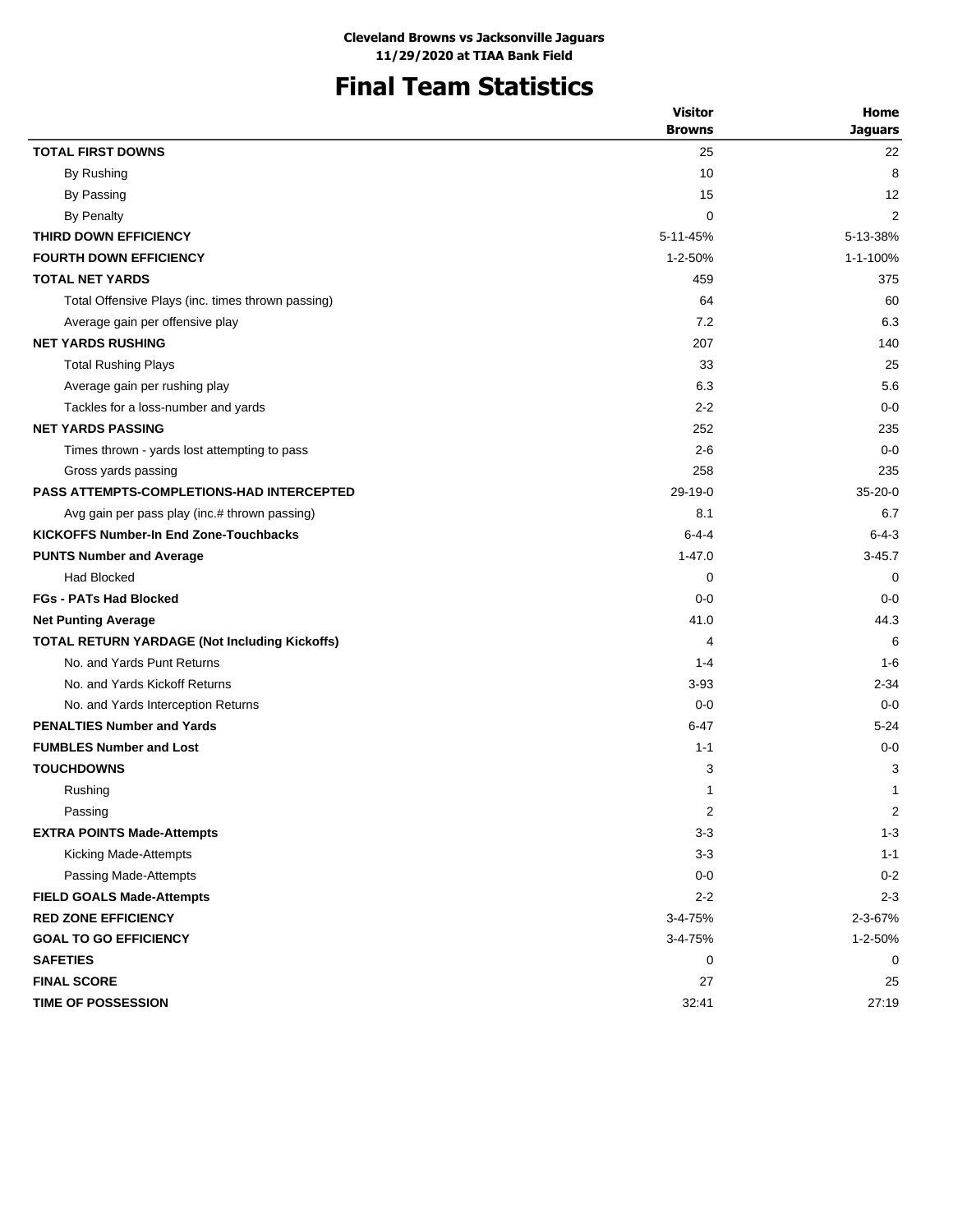**Cleveland Browns vs Jacksonville Jaguars**
**11/29/2020 at TIAA Bank Field**

# Final Team Statistics

| | Visitor Browns | Home Jaguars |
|---|---|---|
| **TOTAL FIRST DOWNS** | 25 | 22 |
| By Rushing | 10 | 8 |
| By Passing | 15 | 12 |
| By Penalty | 0 | 2 |
| **THIRD DOWN EFFICIENCY** | 5-11-45% | 5-13-38% |
| **FOURTH DOWN EFFICIENCY** | 1-2-50% | 1-1-100% |
| **TOTAL NET YARDS** | 459 | 375 |
| Total Offensive Plays (inc. times thrown passing) | 64 | 60 |
| Average gain per offensive play | 7.2 | 6.3 |
| **NET YARDS RUSHING** | 207 | 140 |
| Total Rushing Plays | 33 | 25 |
| Average gain per rushing play | 6.3 | 5.6 |
| Tackles for a loss-number and yards | 2-2 | 0-0 |
| **NET YARDS PASSING** | 252 | 235 |
| Times thrown - yards lost attempting to pass | 2-6 | 0-0 |
| Gross yards passing | 258 | 235 |
| **PASS ATTEMPTS-COMPLETIONS-HAD INTERCEPTED** | 29-19-0 | 35-20-0 |
| Avg gain per pass play (inc.# thrown passing) | 8.1 | 6.7 |
| **KICKOFFS Number-In End Zone-Touchbacks** | 6-4-4 | 6-4-3 |
| **PUNTS Number and Average** | 1-47.0 | 3-45.7 |
| Had Blocked | 0 | 0 |
| **FGs - PATs Had Blocked** | 0-0 | 0-0 |
| **Net Punting Average** | 41.0 | 44.3 |
| **TOTAL RETURN YARDAGE (Not Including Kickoffs)** | 4 | 6 |
| No. and Yards Punt Returns | 1-4 | 1-6 |
| No. and Yards Kickoff Returns | 3-93 | 2-34 |
| No. and Yards Interception Returns | 0-0 | 0-0 |
| **PENALTIES Number and Yards** | 6-47 | 5-24 |
| **FUMBLES Number and Lost** | 1-1 | 0-0 |
| **TOUCHDOWNS** | 3 | 3 |
| Rushing | 1 | 1 |
| Passing | 2 | 2 |
| **EXTRA POINTS Made-Attempts** | 3-3 | 1-3 |
| Kicking Made-Attempts | 3-3 | 1-1 |
| Passing Made-Attempts | 0-0 | 0-2 |
| **FIELD GOALS Made-Attempts** | 2-2 | 2-3 |
| **RED ZONE EFFICIENCY** | 3-4-75% | 2-3-67% |
| **GOAL TO GO EFFICIENCY** | 3-4-75% | 1-2-50% |
| **SAFETIES** | 0 | 0 |
| **FINAL SCORE** | 27 | 25 |
| **TIME OF POSSESSION** | 32:41 | 27:19 |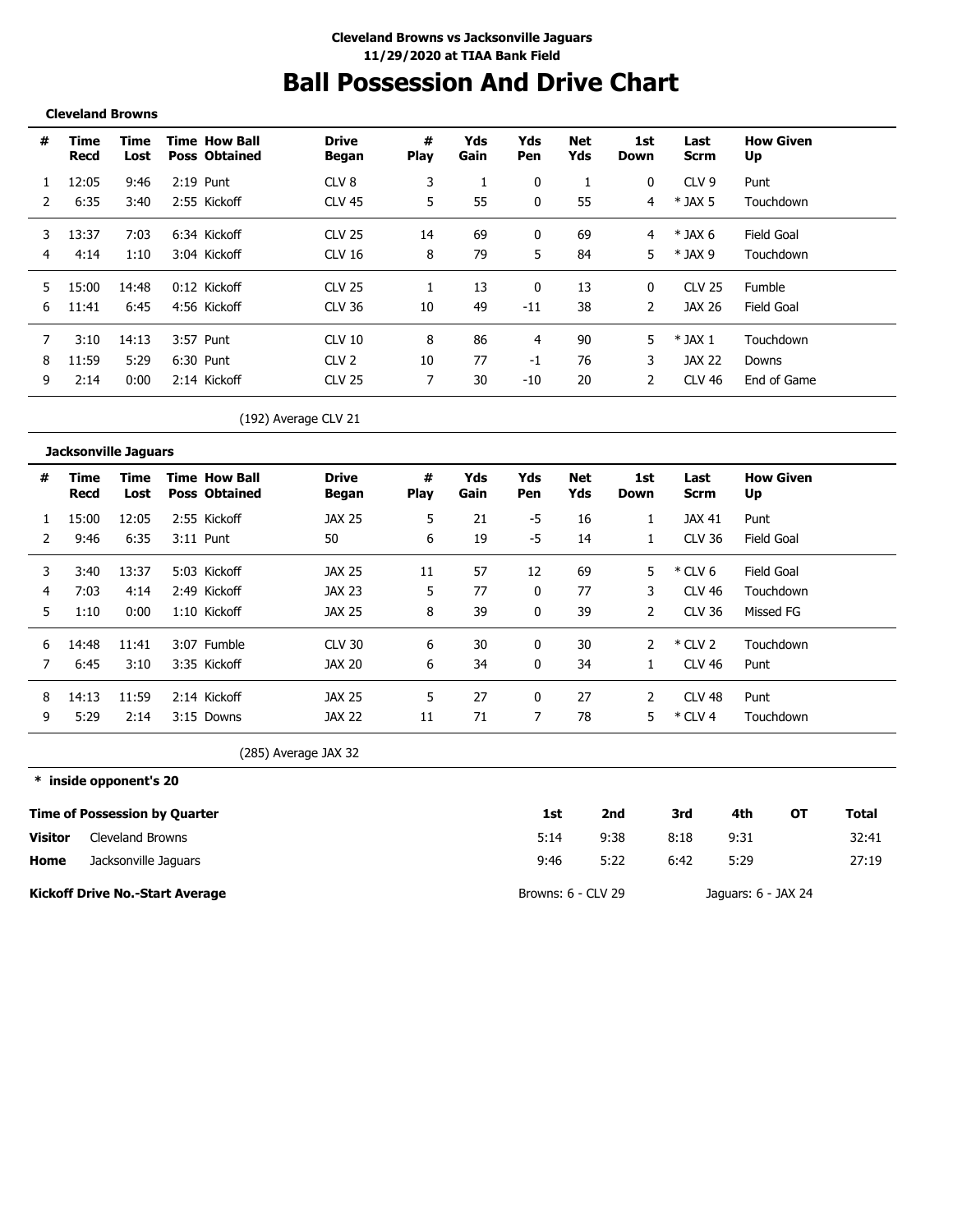**Cleveland Browns vs Jacksonville Jaguars**
**11/29/2020 at TIAA Bank Field**

# Ball Possession And Drive Chart

**Cleveland Browns**

| # | Time Recd | Time Lost | Time Poss | How Ball Obtained | Drive Began | # Play | Yds Gain | Yds Pen | Net Yds | 1st Down | Last Scrm | How Given Up |
|---|---|---|---|---|---|---|---|---|---|---|---|---|
| 1 | 12:05 | 9:46 | 2:19 | Punt | CLV 8 | 3 | 1 | 0 | 1 | 0 | CLV 9 | Punt |
| 2 | 6:35 | 3:40 | 2:55 | Kickoff | CLV 45 | 5 | 55 | 0 | 55 | 4 | * JAX 5 | Touchdown |
| 3 | 13:37 | 7:03 | 6:34 | Kickoff | CLV 25 | 14 | 69 | 0 | 69 | 4 | * JAX 6 | Field Goal |
| 4 | 4:14 | 1:10 | 3:04 | Kickoff | CLV 16 | 8 | 79 | 5 | 84 | 5 | * JAX 9 | Touchdown |
| 5 | 15:00 | 14:48 | 0:12 | Kickoff | CLV 25 | 1 | 13 | 0 | 13 | 0 | CLV 25 | Fumble |
| 6 | 11:41 | 6:45 | 4:56 | Kickoff | CLV 36 | 10 | 49 | -11 | 38 | 2 | JAX 26 | Field Goal |
| 7 | 3:10 | 14:13 | 3:57 | Punt | CLV 10 | 8 | 86 | 4 | 90 | 5 | * JAX 1 | Touchdown |
| 8 | 11:59 | 5:29 | 6:30 | Punt | CLV 2 | 10 | 77 | -1 | 76 | 3 | JAX 22 | Downs |
| 9 | 2:14 | 0:00 | 2:14 | Kickoff | CLV 25 | 7 | 30 | -10 | 20 | 2 | CLV 46 | End of Game |

(192) Average CLV 21

**Jacksonville Jaguars**

| # | Time Recd | Time Lost | Time Poss | How Ball Obtained | Drive Began | # Play | Yds Gain | Yds Pen | Net Yds | 1st Down | Last Scrm | How Given Up |
|---|---|---|---|---|---|---|---|---|---|---|---|---|
| 1 | 15:00 | 12:05 | 2:55 | Kickoff | JAX 25 | 5 | 21 | -5 | 16 | 1 | JAX 41 | Punt |
| 2 | 9:46 | 6:35 | 3:11 | Punt | 50 | 6 | 19 | -5 | 14 | 1 | CLV 36 | Field Goal |
| 3 | 3:40 | 13:37 | 5:03 | Kickoff | JAX 25 | 11 | 57 | 12 | 69 | 5 | * CLV 6 | Field Goal |
| 4 | 7:03 | 4:14 | 2:49 | Kickoff | JAX 23 | 5 | 77 | 0 | 77 | 3 | CLV 46 | Touchdown |
| 5 | 1:10 | 0:00 | 1:10 | Kickoff | JAX 25 | 8 | 39 | 0 | 39 | 2 | CLV 36 | Missed FG |
| 6 | 14:48 | 11:41 | 3:07 | Fumble | CLV 30 | 6 | 30 | 0 | 30 | 2 | * CLV 2 | Touchdown |
| 7 | 6:45 | 3:10 | 3:35 | Kickoff | JAX 20 | 6 | 34 | 0 | 34 | 1 | CLV 46 | Punt |
| 8 | 14:13 | 11:59 | 2:14 | Kickoff | JAX 25 | 5 | 27 | 0 | 27 | 2 | CLV 48 | Punt |
| 9 | 5:29 | 2:14 | 3:15 | Downs | JAX 22 | 11 | 71 | 7 | 78 | 5 | * CLV 4 | Touchdown |

(285) Average JAX 32

**\* inside opponent's 20**

**Time of Possession by Quarter**

| | | 1st | 2nd | 3rd | 4th | OT | Total |
|---|---|---|---|---|---|---|---|
| **Visitor** | Cleveland Browns | 5:14 | 9:38 | 8:18 | 9:31 | | 32:41 |
| **Home** | Jacksonville Jaguars | 9:46 | 5:22 | 6:42 | 5:29 | | 27:19 |

**Kickoff Drive No.-Start Average** Browns: 6 - CLV 29 Jaguars: 6 - JAX 24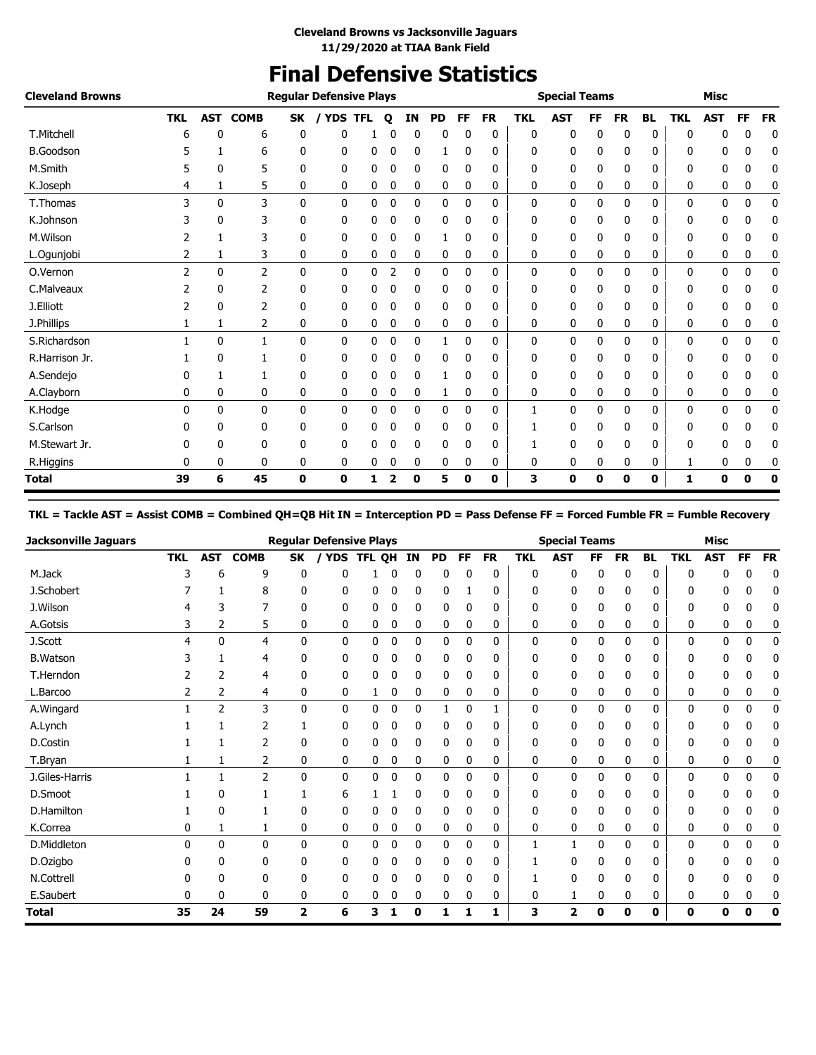**Cleveland Browns vs Jacksonville Jaguars**
**11/29/2020 at TIAA Bank Field**

# Final Defensive Statistics

| Cleveland Browns | Regular Defensive Plays | | | | | | | | | | | Special Teams | | | | | | Misc | | | |
|---|---|---|---|---|---|---|---|---|---|---|---|---|---|---|---|---|---|---|---|---|---|
| | TKL | AST | COMB | SK | / YDS | TFL | Q | IN | PD | FF | FR | TKL | AST | FF | FR | BL | TKL | AST | FF | FR |
| T.Mitchell | 6 | 0 | 6 | 0 | 0 | 1 | 0 | 0 | 0 | 0 | 0 | 0 | 0 | 0 | 0 | 0 | 0 | 0 | 0 | 0 |
| B.Goodson | 5 | 1 | 6 | 0 | 0 | 0 | 0 | 0 | 1 | 0 | 0 | 0 | 0 | 0 | 0 | 0 | 0 | 0 | 0 | 0 |
| M.Smith | 5 | 0 | 5 | 0 | 0 | 0 | 0 | 0 | 0 | 0 | 0 | 0 | 0 | 0 | 0 | 0 | 0 | 0 | 0 | 0 |
| K.Joseph | 4 | 1 | 5 | 0 | 0 | 0 | 0 | 0 | 0 | 0 | 0 | 0 | 0 | 0 | 0 | 0 | 0 | 0 | 0 | 0 |
| T.Thomas | 3 | 0 | 3 | 0 | 0 | 0 | 0 | 0 | 0 | 0 | 0 | 0 | 0 | 0 | 0 | 0 | 0 | 0 | 0 | 0 |
| K.Johnson | 3 | 0 | 3 | 0 | 0 | 0 | 0 | 0 | 0 | 0 | 0 | 0 | 0 | 0 | 0 | 0 | 0 | 0 | 0 | 0 |
| M.Wilson | 2 | 1 | 3 | 0 | 0 | 0 | 0 | 0 | 1 | 0 | 0 | 0 | 0 | 0 | 0 | 0 | 0 | 0 | 0 | 0 |
| L.Ogunjobi | 2 | 1 | 3 | 0 | 0 | 0 | 0 | 0 | 0 | 0 | 0 | 0 | 0 | 0 | 0 | 0 | 0 | 0 | 0 | 0 |
| O.Vernon | 2 | 0 | 2 | 0 | 0 | 0 | 2 | 0 | 0 | 0 | 0 | 0 | 0 | 0 | 0 | 0 | 0 | 0 | 0 | 0 |
| C.Malveaux | 2 | 0 | 2 | 0 | 0 | 0 | 0 | 0 | 0 | 0 | 0 | 0 | 0 | 0 | 0 | 0 | 0 | 0 | 0 | 0 |
| J.Elliott | 2 | 0 | 2 | 0 | 0 | 0 | 0 | 0 | 0 | 0 | 0 | 0 | 0 | 0 | 0 | 0 | 0 | 0 | 0 | 0 |
| J.Phillips | 1 | 1 | 2 | 0 | 0 | 0 | 0 | 0 | 0 | 0 | 0 | 0 | 0 | 0 | 0 | 0 | 0 | 0 | 0 | 0 |
| S.Richardson | 1 | 0 | 1 | 0 | 0 | 0 | 0 | 0 | 1 | 0 | 0 | 0 | 0 | 0 | 0 | 0 | 0 | 0 | 0 | 0 |
| R.Harrison Jr. | 1 | 0 | 1 | 0 | 0 | 0 | 0 | 0 | 0 | 0 | 0 | 0 | 0 | 0 | 0 | 0 | 0 | 0 | 0 | 0 |
| A.Sendejo | 0 | 1 | 1 | 0 | 0 | 0 | 0 | 0 | 1 | 0 | 0 | 0 | 0 | 0 | 0 | 0 | 0 | 0 | 0 | 0 |
| A.Clayborn | 0 | 0 | 0 | 0 | 0 | 0 | 0 | 0 | 1 | 0 | 0 | 0 | 0 | 0 | 0 | 0 | 0 | 0 | 0 | 0 |
| K.Hodge | 0 | 0 | 0 | 0 | 0 | 0 | 0 | 0 | 0 | 0 | 0 | 1 | 0 | 0 | 0 | 0 | 0 | 0 | 0 | 0 |
| S.Carlson | 0 | 0 | 0 | 0 | 0 | 0 | 0 | 0 | 0 | 0 | 0 | 1 | 0 | 0 | 0 | 0 | 0 | 0 | 0 | 0 |
| M.Stewart Jr. | 0 | 0 | 0 | 0 | 0 | 0 | 0 | 0 | 0 | 0 | 0 | 1 | 0 | 0 | 0 | 0 | 0 | 0 | 0 | 0 |
| R.Higgins | 0 | 0 | 0 | 0 | 0 | 0 | 0 | 0 | 0 | 0 | 0 | 0 | 0 | 0 | 0 | 0 | 1 | 0 | 0 | 0 |
| **Total** | **39** | **6** | **45** | **0** | **0** | **1** | **2** | **0** | **5** | **0** | **0** | **3** | **0** | **0** | **0** | **0** | **1** | **0** | **0** | **0** |

**TKL = Tackle AST = Assist COMB = Combined QH=QB Hit IN = Interception PD = Pass Defense FF = Forced Fumble FR = Fumble Recovery**

| Jacksonville Jaguars | Regular Defensive Plays | | | | | | | | | | | Special Teams | | | | | | Misc | | | |
|---|---|---|---|---|---|---|---|---|---|---|---|---|---|---|---|---|---|---|---|---|---|
| | TKL | AST | COMB | SK | / YDS | TFL | QH | IN | PD | FF | FR | TKL | AST | FF | FR | BL | TKL | AST | FF | FR |
| M.Jack | 3 | 6 | 9 | 0 | 0 | 1 | 0 | 0 | 0 | 0 | 0 | 0 | 0 | 0 | 0 | 0 | 0 | 0 | 0 | 0 |
| J.Schobert | 7 | 1 | 8 | 0 | 0 | 0 | 0 | 0 | 0 | 1 | 0 | 0 | 0 | 0 | 0 | 0 | 0 | 0 | 0 | 0 |
| J.Wilson | 4 | 3 | 7 | 0 | 0 | 0 | 0 | 0 | 0 | 0 | 0 | 0 | 0 | 0 | 0 | 0 | 0 | 0 | 0 | 0 |
| A.Gotsis | 3 | 2 | 5 | 0 | 0 | 0 | 0 | 0 | 0 | 0 | 0 | 0 | 0 | 0 | 0 | 0 | 0 | 0 | 0 | 0 |
| J.Scott | 4 | 0 | 4 | 0 | 0 | 0 | 0 | 0 | 0 | 0 | 0 | 0 | 0 | 0 | 0 | 0 | 0 | 0 | 0 | 0 |
| B.Watson | 3 | 1 | 4 | 0 | 0 | 0 | 0 | 0 | 0 | 0 | 0 | 0 | 0 | 0 | 0 | 0 | 0 | 0 | 0 | 0 |
| T.Herndon | 2 | 2 | 4 | 0 | 0 | 0 | 0 | 0 | 0 | 0 | 0 | 0 | 0 | 0 | 0 | 0 | 0 | 0 | 0 | 0 |
| L.Barcoo | 2 | 2 | 4 | 0 | 0 | 1 | 0 | 0 | 0 | 0 | 0 | 0 | 0 | 0 | 0 | 0 | 0 | 0 | 0 | 0 |
| A.Wingard | 1 | 2 | 3 | 0 | 0 | 0 | 0 | 0 | 1 | 0 | 1 | 0 | 0 | 0 | 0 | 0 | 0 | 0 | 0 | 0 |
| A.Lynch | 1 | 1 | 2 | 1 | 0 | 0 | 0 | 0 | 0 | 0 | 0 | 0 | 0 | 0 | 0 | 0 | 0 | 0 | 0 | 0 |
| D.Costin | 1 | 1 | 2 | 0 | 0 | 0 | 0 | 0 | 0 | 0 | 0 | 0 | 0 | 0 | 0 | 0 | 0 | 0 | 0 | 0 |
| T.Bryan | 1 | 1 | 2 | 0 | 0 | 0 | 0 | 0 | 0 | 0 | 0 | 0 | 0 | 0 | 0 | 0 | 0 | 0 | 0 | 0 |
| J.Giles-Harris | 1 | 1 | 2 | 0 | 0 | 0 | 0 | 0 | 0 | 0 | 0 | 0 | 0 | 0 | 0 | 0 | 0 | 0 | 0 | 0 |
| D.Smoot | 1 | 0 | 1 | 1 | 6 | 1 | 1 | 0 | 0 | 0 | 0 | 0 | 0 | 0 | 0 | 0 | 0 | 0 | 0 | 0 |
| D.Hamilton | 1 | 0 | 1 | 0 | 0 | 0 | 0 | 0 | 0 | 0 | 0 | 0 | 0 | 0 | 0 | 0 | 0 | 0 | 0 | 0 |
| K.Correa | 0 | 1 | 1 | 0 | 0 | 0 | 0 | 0 | 0 | 0 | 0 | 0 | 0 | 0 | 0 | 0 | 0 | 0 | 0 | 0 |
| D.Middleton | 0 | 0 | 0 | 0 | 0 | 0 | 0 | 0 | 0 | 0 | 0 | 1 | 1 | 0 | 0 | 0 | 0 | 0 | 0 | 0 |
| D.Ozigbo | 0 | 0 | 0 | 0 | 0 | 0 | 0 | 0 | 0 | 0 | 0 | 1 | 0 | 0 | 0 | 0 | 0 | 0 | 0 | 0 |
| N.Cottrell | 0 | 0 | 0 | 0 | 0 | 0 | 0 | 0 | 0 | 0 | 0 | 1 | 0 | 0 | 0 | 0 | 0 | 0 | 0 | 0 |
| E.Saubert | 0 | 0 | 0 | 0 | 0 | 0 | 0 | 0 | 0 | 0 | 0 | 0 | 1 | 0 | 0 | 0 | 0 | 0 | 0 | 0 |
| **Total** | **35** | **24** | **59** | **2** | **6** | **3** | **1** | **0** | **1** | **1** | **1** | **3** | **2** | **0** | **0** | **0** | **0** | **0** | **0** | **0** |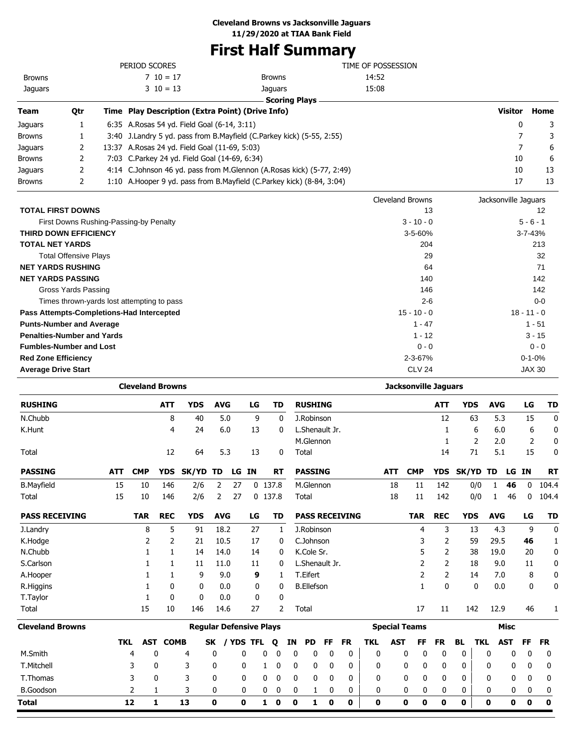**Cleveland Browns vs Jacksonville Jaguars**
**11/29/2020 at TIAA Bank Field**

# First Half Summary

| PERIOD SCORES | | | TIME OF POSSESSION | |
|---|---|---|---|---|
| Browns | 7 10 = 17 | | Browns | 14:52 |
| Jaguars | 3 10 = 13 | | Jaguars | 15:08 |

**Scoring Plays**

| Team | Qtr | Time | Play Description (Extra Point) (Drive Info) | Visitor | Home |
|---|---|---|---|---|---|
| Jaguars | 1 | 6:35 | A.Rosas 54 yd. Field Goal (6-14, 3:11) | 0 | 3 |
| Browns | 1 | 3:40 | J.Landry 5 yd. pass from B.Mayfield (C.Parkey kick) (5-55, 2:55) | 7 | 3 |
| Jaguars | 2 | 13:37 | A.Rosas 24 yd. Field Goal (11-69, 5:03) | 7 | 6 |
| Browns | 2 | 7:03 | C.Parkey 24 yd. Field Goal (14-69, 6:34) | 10 | 6 |
| Jaguars | 2 | 4:14 | C.Johnson 46 yd. pass from M.Glennon (A.Rosas kick) (5-77, 2:49) | 10 | 13 |
| Browns | 2 | 1:10 | A.Hooper 9 yd. pass from B.Mayfield (C.Parkey kick) (8-84, 3:04) | 17 | 13 |

| | Cleveland Browns | Jacksonville Jaguars |
|---|---|---|
| **TOTAL FIRST DOWNS** | 13 | 12 |
| First Downs Rushing-Passing-by Penalty | 3 - 10 - 0 | 5 - 6 - 1 |
| **THIRD DOWN EFFICIENCY** | 3-5-60% | 3-7-43% |
| **TOTAL NET YARDS** | 204 | 213 |
| Total Offensive Plays | 29 | 32 |
| **NET YARDS RUSHING** | 64 | 71 |
| **NET YARDS PASSING** | 140 | 142 |
| Gross Yards Passing | 146 | 142 |
| Times thrown-yards lost attempting to pass | 2-6 | 0-0 |
| **Pass Attempts-Completions-Had Intercepted** | 15 - 10 - 0 | 18 - 11 - 0 |
| **Punts-Number and Average** | 1 - 47 | 1 - 51 |
| **Penalties-Number and Yards** | 1 - 12 | 3 - 15 |
| **Fumbles-Number and Lost** | 0 - 0 | 0 - 0 |
| **Red Zone Efficiency** | 2-3-67% | 0-1-0% |
| **Average Drive Start** | CLV 24 | JAX 30 |

## Cleveland Browns

| RUSHING | ATT | YDS | AVG | LG | TD |
|---|---|---|---|---|---|
| N.Chubb | 8 | 40 | 5.0 | 9 | 0 |
| K.Hunt | 4 | 24 | 6.0 | 13 | 0 |
| Total | 12 | 64 | 5.3 | 13 | 0 |

| PASSING | ATT | CMP | YDS | SK/YD | TD | LG | IN | RT |
|---|---|---|---|---|---|---|---|---|
| B.Mayfield | 15 | 10 | 146 | 2/6 | 2 | 27 | 0 | 137.8 |
| Total | 15 | 10 | 146 | 2/6 | 2 | 27 | 0 | 137.8 |

| PASS RECEIVING | TAR | REC | YDS | AVG | LG | TD |
|---|---|---|---|---|---|---|
| J.Landry | 8 | 5 | 91 | 18.2 | 27 | 1 |
| K.Hodge | 2 | 2 | 21 | 10.5 | 17 | 0 |
| N.Chubb | 1 | 1 | 14 | 14.0 | 14 | 0 |
| S.Carlson | 1 | 1 | 11 | 11.0 | 11 | 0 |
| A.Hooper | 1 | 1 | 9 | 9.0 | **9** | 1 |
| R.Higgins | 1 | 0 | 0 | 0.0 | 0 | 0 |
| T.Taylor | 1 | 0 | 0 | 0.0 | 0 | 0 |
| Total | 15 | 10 | 146 | 14.6 | 27 | 2 |

## Jacksonville Jaguars

| RUSHING | ATT | YDS | AVG | LG | TD |
|---|---|---|---|---|---|
| J.Robinson | 12 | 63 | 5.3 | 15 | 0 |
| L.Shenault Jr. | 1 | 6 | 6.0 | 6 | 0 |
| M.Glennon | 1 | 2 | 2.0 | 2 | 0 |
| Total | 14 | 71 | 5.1 | 15 | 0 |

| PASSING | ATT | CMP | YDS | SK/YD | TD | LG | IN | RT |
|---|---|---|---|---|---|---|---|---|
| M.Glennon | 18 | 11 | 142 | 0/0 | 1 | **46** | 0 | 104.4 |
| Total | 18 | 11 | 142 | 0/0 | 1 | 46 | 0 | 104.4 |

| PASS RECEIVING | TAR | REC | YDS | AVG | LG | TD |
|---|---|---|---|---|---|---|
| J.Robinson | 4 | 3 | 13 | 4.3 | 9 | 0 |
| C.Johnson | 3 | 2 | 59 | 29.5 | **46** | 1 |
| K.Cole Sr. | 5 | 2 | 38 | 19.0 | 20 | 0 |
| L.Shenault Jr. | 2 | 2 | 18 | 9.0 | 11 | 0 |
| T.Eifert | 2 | 2 | 14 | 7.0 | 8 | 0 |
| B.Ellefson | 1 | 0 | 0 | 0.0 | 0 | 0 |
| Total | 17 | 11 | 142 | 12.9 | 46 | 1 |

## Cleveland Browns Defense

| Cleveland Browns | Regular Defensive Plays | | | | | | | | | | | Special Teams | | | | | Misc | | | |
|---|---|---|---|---|---|---|---|---|---|---|---|---|---|---|---|---|---|---|---|---|
| | TKL | AST | COMB | SK | / YDS | TFL | Q | IN | PD | FF | FR | TKL | AST | FF | FR | BL | TKL | AST | FF | FR |
| M.Smith | 4 | 0 | 4 | 0 | 0 | 0 | 0 | 0 | 0 | 0 | 0 | 0 | 0 | 0 | 0 | 0 | 0 | 0 | 0 | 0 |
| T.Mitchell | 3 | 0 | 3 | 0 | 0 | 1 | 0 | 0 | 0 | 0 | 0 | 0 | 0 | 0 | 0 | 0 | 0 | 0 | 0 | 0 |
| T.Thomas | 3 | 0 | 3 | 0 | 0 | 0 | 0 | 0 | 0 | 0 | 0 | 0 | 0 | 0 | 0 | 0 | 0 | 0 | 0 | 0 |
| B.Goodson | 2 | 1 | 3 | 0 | 0 | 0 | 0 | 0 | 1 | 0 | 0 | 0 | 0 | 0 | 0 | 0 | 0 | 0 | 0 | 0 |
| **Total** | **12** | **1** | **13** | **0** | **0** | **1** | **0** | **0** | **1** | **0** | **0** | **0** | **0** | **0** | **0** | **0** | **0** | **0** | **0** | **0** |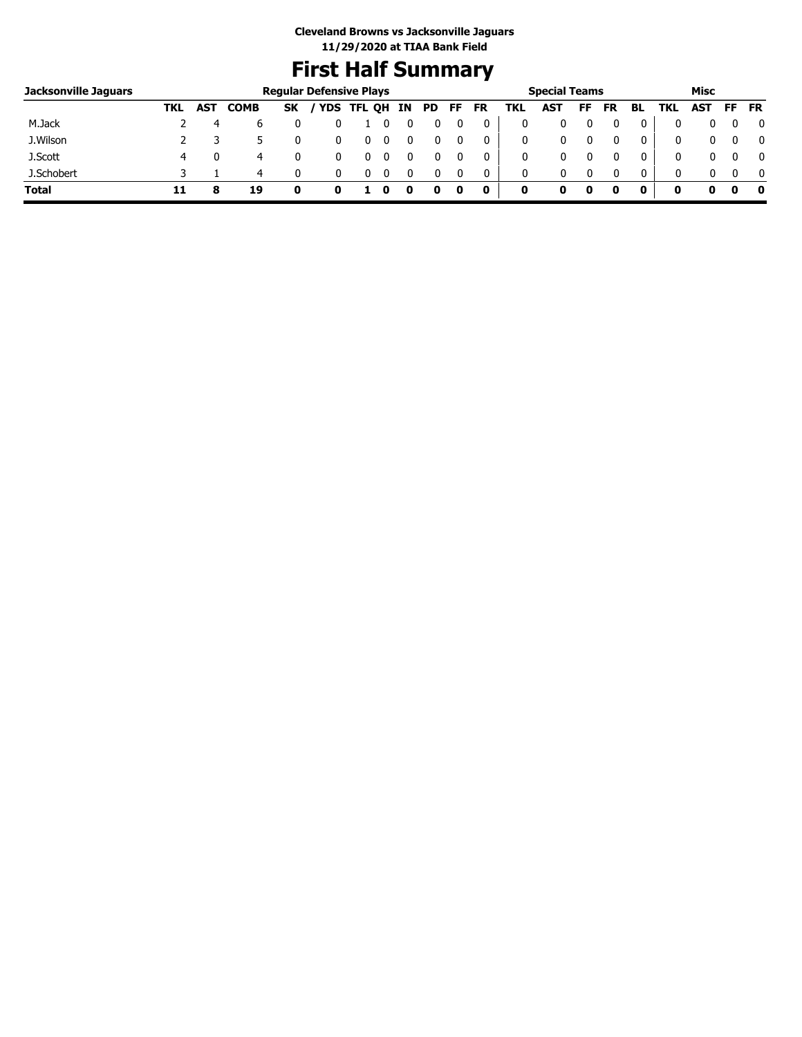**Cleveland Browns vs Jacksonville Jaguars**
**11/29/2020 at TIAA Bank Field**

# First Half Summary

| Jacksonville Jaguars | Regular Defensive Plays | | | | | | | | | | | | Special Teams | | | | | Misc | | | |
|---|---|---|---|---|---|---|---|---|---|---|---|---|---|---|---|---|---|---|---|---|---|
| | TKL | AST | COMB | SK | / YDS | TFL | QH | IN | PD | FF | FR | TKL | AST | FF | FR | BL | TKL | AST | FF | FR |
| M.Jack | 2 | 4 | 6 | 0 | 0 | 1 | 0 | 0 | 0 | 0 | 0 | 0 | 0 | 0 | 0 | 0 | 0 | 0 | 0 | 0 |
| J.Wilson | 2 | 3 | 5 | 0 | 0 | 0 | 0 | 0 | 0 | 0 | 0 | 0 | 0 | 0 | 0 | 0 | 0 | 0 | 0 | 0 |
| J.Scott | 4 | 0 | 4 | 0 | 0 | 0 | 0 | 0 | 0 | 0 | 0 | 0 | 0 | 0 | 0 | 0 | 0 | 0 | 0 | 0 |
| J.Schobert | 3 | 1 | 4 | 0 | 0 | 0 | 0 | 0 | 0 | 0 | 0 | 0 | 0 | 0 | 0 | 0 | 0 | 0 | 0 | 0 |
| **Total** | **11** | **8** | **19** | **0** | **0** | **1** | **0** | **0** | **0** | **0** | **0** | **0** | **0** | **0** | **0** | **0** | **0** | **0** | **0** | **0** |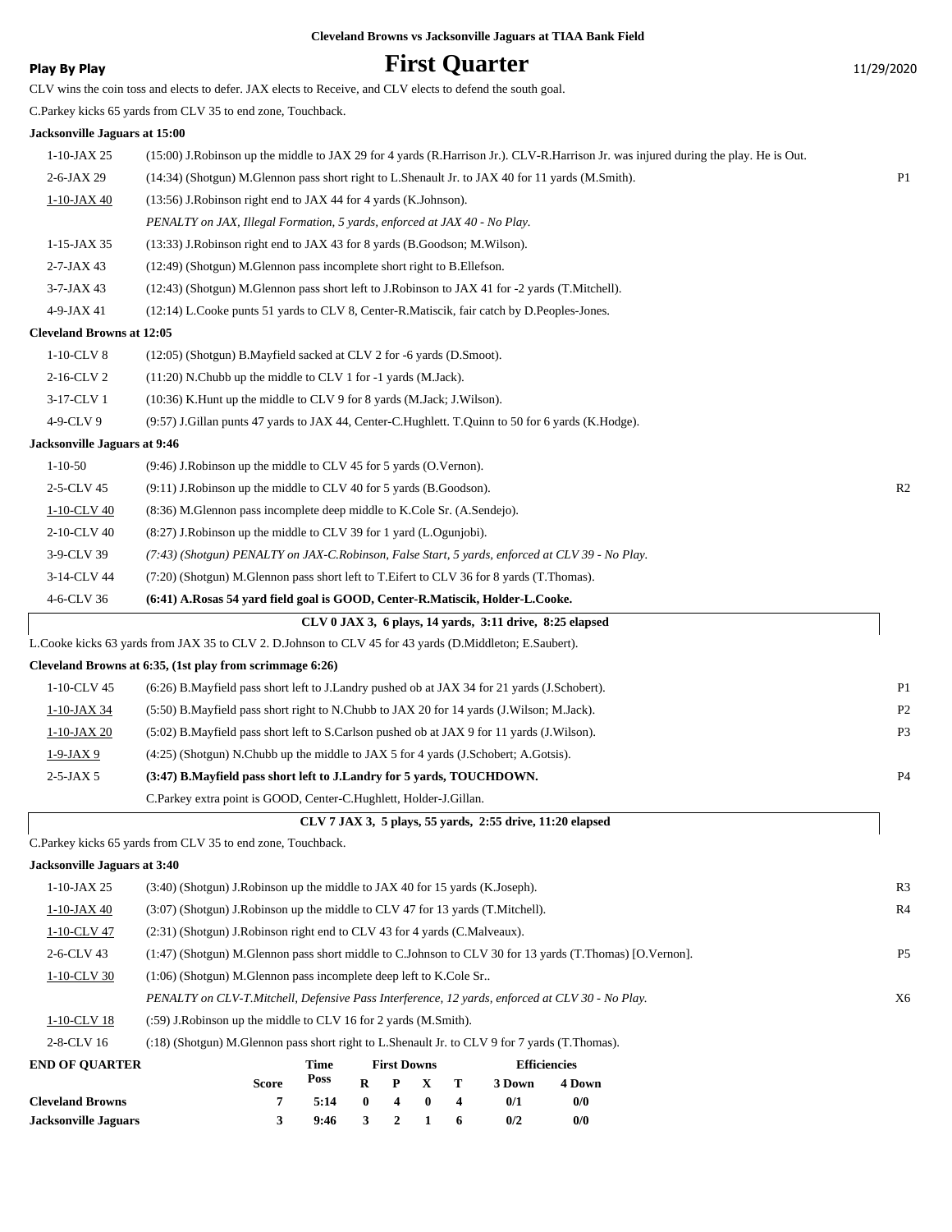**Cleveland Browns vs Jacksonville Jaguars at TIAA Bank Field**

**Play By Play**

# First Quarter

11/29/2020

CLV wins the coin toss and elects to defer. JAX elects to Receive, and CLV elects to defend the south goal.

C.Parkey kicks 65 yards from CLV 35 to end zone, Touchback.

**Jacksonville Jaguars at 15:00**

| | | |
|---|---|---|
| 1-10-JAX 25 | (15:00) J.Robinson up the middle to JAX 29 for 4 yards (R.Harrison Jr.). CLV-R.Harrison Jr. was injured during the play. He is Out. | |
| 2-6-JAX 29 | (14:34) (Shotgun) M.Glennon pass short right to L.Shenault Jr. to JAX 40 for 11 yards (M.Smith). | P1 |
| 1-10-JAX 40 | (13:56) J.Robinson right end to JAX 44 for 4 yards (K.Johnson). | |
| | *PENALTY on JAX, Illegal Formation, 5 yards, enforced at JAX 40 - No Play.* | |
| 1-15-JAX 35 | (13:33) J.Robinson right end to JAX 43 for 8 yards (B.Goodson; M.Wilson). | |
| 2-7-JAX 43 | (12:49) (Shotgun) M.Glennon pass incomplete short right to B.Ellefson. | |
| 3-7-JAX 43 | (12:43) (Shotgun) M.Glennon pass short left to J.Robinson to JAX 41 for -2 yards (T.Mitchell). | |
| 4-9-JAX 41 | (12:14) L.Cooke punts 51 yards to CLV 8, Center-R.Matiscik, fair catch by D.Peoples-Jones. | |

**Cleveland Browns at 12:05**

| | | |
|---|---|---|
| 1-10-CLV 8 | (12:05) (Shotgun) B.Mayfield sacked at CLV 2 for -6 yards (D.Smoot). | |
| 2-16-CLV 2 | (11:20) N.Chubb up the middle to CLV 1 for -1 yards (M.Jack). | |
| 3-17-CLV 1 | (10:36) K.Hunt up the middle to CLV 9 for 8 yards (M.Jack; J.Wilson). | |
| 4-9-CLV 9 | (9:57) J.Gillan punts 47 yards to JAX 44, Center-C.Hughlett. T.Quinn to 50 for 6 yards (K.Hodge). | |

**Jacksonville Jaguars at 9:46**

| | | |
|---|---|---|
| 1-10-50 | (9:46) J.Robinson up the middle to CLV 45 for 5 yards (O.Vernon). | |
| 2-5-CLV 45 | (9:11) J.Robinson up the middle to CLV 40 for 5 yards (B.Goodson). | R2 |
| 1-10-CLV 40 | (8:36) M.Glennon pass incomplete deep middle to K.Cole Sr. (A.Sendejo). | |
| 2-10-CLV 40 | (8:27) J.Robinson up the middle to CLV 39 for 1 yard (L.Ogunjobi). | |
| 3-9-CLV 39 | *(7:43) (Shotgun) PENALTY on JAX-C.Robinson, False Start, 5 yards, enforced at CLV 39 - No Play.* | |
| 3-14-CLV 44 | (7:20) (Shotgun) M.Glennon pass short left to T.Eifert to CLV 36 for 8 yards (T.Thomas). | |
| 4-6-CLV 36 | **(6:41) A.Rosas 54 yard field goal is GOOD, Center-R.Matiscik, Holder-L.Cooke.** | |

**CLV 0 JAX 3, 6 plays, 14 yards, 3:11 drive, 8:25 elapsed**

L.Cooke kicks 63 yards from JAX 35 to CLV 2. D.Johnson to CLV 45 for 43 yards (D.Middleton; E.Saubert).

**Cleveland Browns at 6:35, (1st play from scrimmage 6:26)**

| | | |
|---|---|---|
| 1-10-CLV 45 | (6:26) B.Mayfield pass short left to J.Landry pushed ob at JAX 34 for 21 yards (J.Schobert). | P1 |
| 1-10-JAX 34 | (5:50) B.Mayfield pass short right to N.Chubb to JAX 20 for 14 yards (J.Wilson; M.Jack). | P2 |
| 1-10-JAX 20 | (5:02) B.Mayfield pass short left to S.Carlson pushed ob at JAX 9 for 11 yards (J.Wilson). | P3 |
| 1-9-JAX 9 | (4:25) (Shotgun) N.Chubb up the middle to JAX 5 for 4 yards (J.Schobert; A.Gotsis). | |
| 2-5-JAX 5 | **(3:47) B.Mayfield pass short left to J.Landry for 5 yards, TOUCHDOWN.** | P4 |
| | C.Parkey extra point is GOOD, Center-C.Hughlett, Holder-J.Gillan. | |

**CLV 7 JAX 3, 5 plays, 55 yards, 2:55 drive, 11:20 elapsed**

C.Parkey kicks 65 yards from CLV 35 to end zone, Touchback.

**Jacksonville Jaguars at 3:40**

| | | |
|---|---|---|
| 1-10-JAX 25 | (3:40) (Shotgun) J.Robinson up the middle to JAX 40 for 15 yards (K.Joseph). | R3 |
| 1-10-JAX 40 | (3:07) (Shotgun) J.Robinson up the middle to CLV 47 for 13 yards (T.Mitchell). | R4 |
| 1-10-CLV 47 | (2:31) (Shotgun) J.Robinson right end to CLV 43 for 4 yards (C.Malveaux). | |
| 2-6-CLV 43 | (1:47) (Shotgun) M.Glennon pass short middle to C.Johnson to CLV 30 for 13 yards (T.Thomas) [O.Vernon]. | P5 |
| 1-10-CLV 30 | (1:06) (Shotgun) M.Glennon pass incomplete deep left to K.Cole Sr.. | |
| | *PENALTY on CLV-T.Mitchell, Defensive Pass Interference, 12 yards, enforced at CLV 30 - No Play.* | X6 |
| 1-10-CLV 18 | (:59) J.Robinson up the middle to CLV 16 for 2 yards (M.Smith). | |
| 2-8-CLV 16 | (:18) (Shotgun) M.Glennon pass short right to L.Shenault Jr. to CLV 9 for 7 yards (T.Thomas). | |

| END OF QUARTER | Score | Time Poss | First Downs R | P | X | T | Efficiencies 3 Down | 4 Down |
|---|---|---|---|---|---|---|---|---|
| **Cleveland Browns** | 7 | 5:14 | 0 | 4 | 0 | 4 | 0/1 | 0/0 |
| **Jacksonville Jaguars** | 3 | 9:46 | 3 | 2 | 1 | 6 | 0/2 | 0/0 |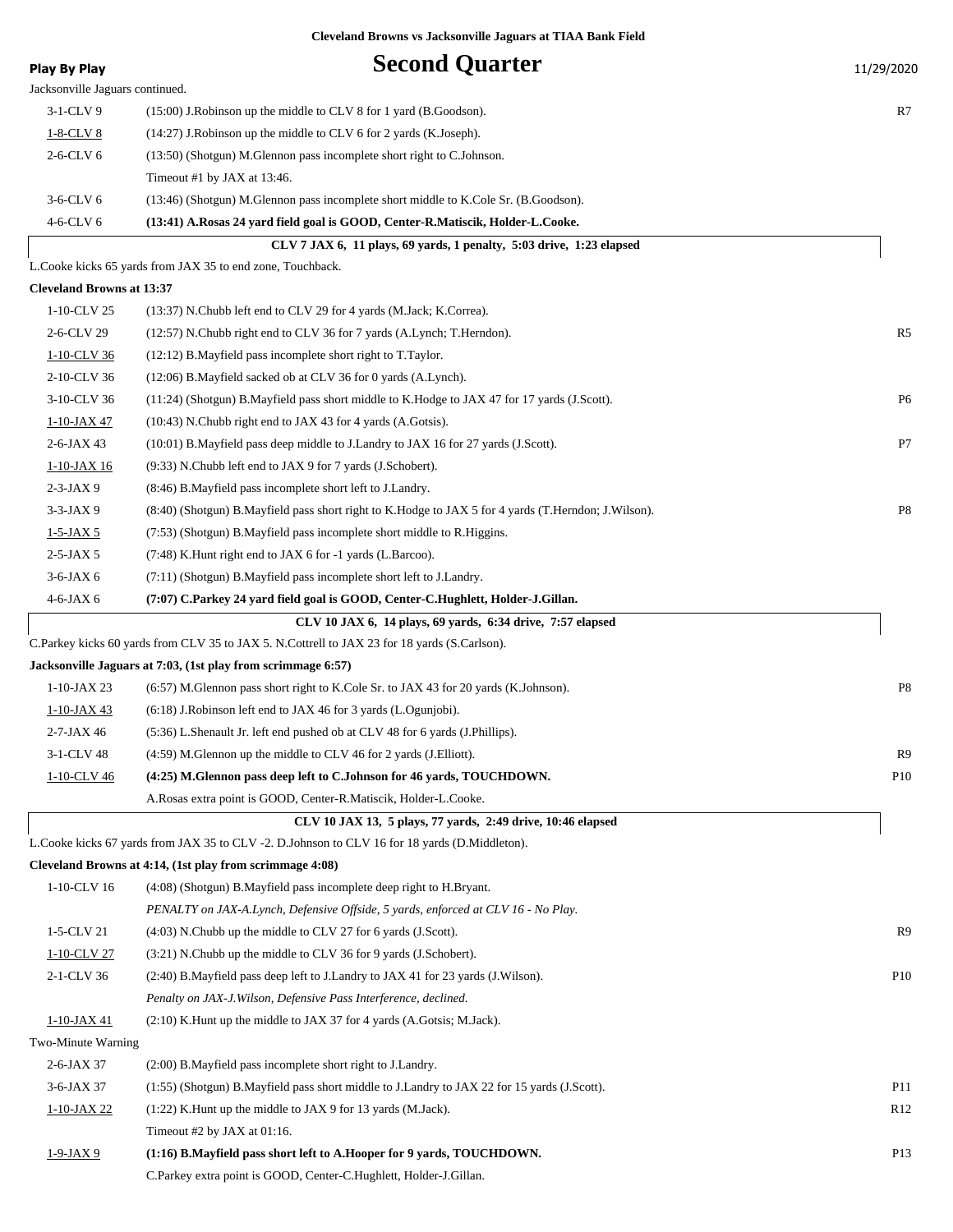Cleveland Browns vs Jacksonville Jaguars at TIAA Bank Field

**Play By Play**

# Second Quarter

11/29/2020

Jacksonville Jaguars continued.

| Down | Play | |
|---|---|---|
| 3-1-CLV 9 | (15:00) J.Robinson up the middle to CLV 8 for 1 yard (B.Goodson). | R7 |
| 1-8-CLV 8 | (14:27) J.Robinson up the middle to CLV 6 for 2 yards (K.Joseph). | |
| 2-6-CLV 6 | (13:50) (Shotgun) M.Glennon pass incomplete short right to C.Johnson. | |
| | Timeout #1 by JAX at 13:46. | |
| 3-6-CLV 6 | (13:46) (Shotgun) M.Glennon pass incomplete short middle to K.Cole Sr. (B.Goodson). | |
| 4-6-CLV 6 | **(13:41) A.Rosas 24 yard field goal is GOOD, Center-R.Matiscik, Holder-L.Cooke.** | |

**CLV 7 JAX 6, 11 plays, 69 yards, 1 penalty, 5:03 drive, 1:23 elapsed**

L.Cooke kicks 65 yards from JAX 35 to end zone, Touchback.

**Cleveland Browns at 13:37**

| Down | Play | |
|---|---|---|
| 1-10-CLV 25 | (13:37) N.Chubb left end to CLV 29 for 4 yards (M.Jack; K.Correa). | |
| 2-6-CLV 29 | (12:57) N.Chubb right end to CLV 36 for 7 yards (A.Lynch; T.Herndon). | R5 |
| 1-10-CLV 36 | (12:12) B.Mayfield pass incomplete short right to T.Taylor. | |
| 2-10-CLV 36 | (12:06) B.Mayfield sacked ob at CLV 36 for 0 yards (A.Lynch). | |
| 3-10-CLV 36 | (11:24) (Shotgun) B.Mayfield pass short middle to K.Hodge to JAX 47 for 17 yards (J.Scott). | P6 |
| 1-10-JAX 47 | (10:43) N.Chubb right end to JAX 43 for 4 yards (A.Gotsis). | |
| 2-6-JAX 43 | (10:01) B.Mayfield pass deep middle to J.Landry to JAX 16 for 27 yards (J.Scott). | P7 |
| 1-10-JAX 16 | (9:33) N.Chubb left end to JAX 9 for 7 yards (J.Schobert). | |
| 2-3-JAX 9 | (8:46) B.Mayfield pass incomplete short left to J.Landry. | |
| 3-3-JAX 9 | (8:40) (Shotgun) B.Mayfield pass short right to K.Hodge to JAX 5 for 4 yards (T.Herndon; J.Wilson). | P8 |
| 1-5-JAX 5 | (7:53) (Shotgun) B.Mayfield pass incomplete short middle to R.Higgins. | |
| 2-5-JAX 5 | (7:48) K.Hunt right end to JAX 6 for -1 yards (L.Barcoo). | |
| 3-6-JAX 6 | (7:11) (Shotgun) B.Mayfield pass incomplete short left to J.Landry. | |
| 4-6-JAX 6 | **(7:07) C.Parkey 24 yard field goal is GOOD, Center-C.Hughlett, Holder-J.Gillan.** | |

**CLV 10 JAX 6, 14 plays, 69 yards, 6:34 drive, 7:57 elapsed**

C.Parkey kicks 60 yards from CLV 35 to JAX 5. N.Cottrell to JAX 23 for 18 yards (S.Carlson).

**Jacksonville Jaguars at 7:03, (1st play from scrimmage 6:57)**

| Down | Play | |
|---|---|---|
| 1-10-JAX 23 | (6:57) M.Glennon pass short right to K.Cole Sr. to JAX 43 for 20 yards (K.Johnson). | P8 |
| 1-10-JAX 43 | (6:18) J.Robinson left end to JAX 46 for 3 yards (L.Ogunjobi). | |
| 2-7-JAX 46 | (5:36) L.Shenault Jr. left end pushed ob at CLV 48 for 6 yards (J.Phillips). | |
| 3-1-CLV 48 | (4:59) M.Glennon up the middle to CLV 46 for 2 yards (J.Elliott). | R9 |
| 1-10-CLV 46 | **(4:25) M.Glennon pass deep left to C.Johnson for 46 yards, TOUCHDOWN.** | P10 |
| | A.Rosas extra point is GOOD, Center-R.Matiscik, Holder-L.Cooke. | |

**CLV 10 JAX 13, 5 plays, 77 yards, 2:49 drive, 10:46 elapsed**

L.Cooke kicks 67 yards from JAX 35 to CLV -2. D.Johnson to CLV 16 for 18 yards (D.Middleton).

**Cleveland Browns at 4:14, (1st play from scrimmage 4:08)**

| Down | Play | |
|---|---|---|
| 1-10-CLV 16 | (4:08) (Shotgun) B.Mayfield pass incomplete deep right to H.Bryant. | |
| | *PENALTY on JAX-A.Lynch, Defensive Offside, 5 yards, enforced at CLV 16 - No Play.* | |
| 1-5-CLV 21 | (4:03) N.Chubb up the middle to CLV 27 for 6 yards (J.Scott). | R9 |
| 1-10-CLV 27 | (3:21) N.Chubb up the middle to CLV 36 for 9 yards (J.Schobert). | |
| 2-1-CLV 36 | (2:40) B.Mayfield pass deep left to J.Landry to JAX 41 for 23 yards (J.Wilson). | P10 |
| | *Penalty on JAX-J.Wilson, Defensive Pass Interference, declined.* | |
| 1-10-JAX 41 | (2:10) K.Hunt up the middle to JAX 37 for 4 yards (A.Gotsis; M.Jack). | |
| Two-Minute Warning | | |
| 2-6-JAX 37 | (2:00) B.Mayfield pass incomplete short right to J.Landry. | |
| 3-6-JAX 37 | (1:55) (Shotgun) B.Mayfield pass short middle to J.Landry to JAX 22 for 15 yards (J.Scott). | P11 |
| 1-10-JAX 22 | (1:22) K.Hunt up the middle to JAX 9 for 13 yards (M.Jack). | R12 |
| | Timeout #2 by JAX at 01:16. | |
| 1-9-JAX 9 | **(1:16) B.Mayfield pass short left to A.Hooper for 9 yards, TOUCHDOWN.** | P13 |
| | C.Parkey extra point is GOOD, Center-C.Hughlett, Holder-J.Gillan. | |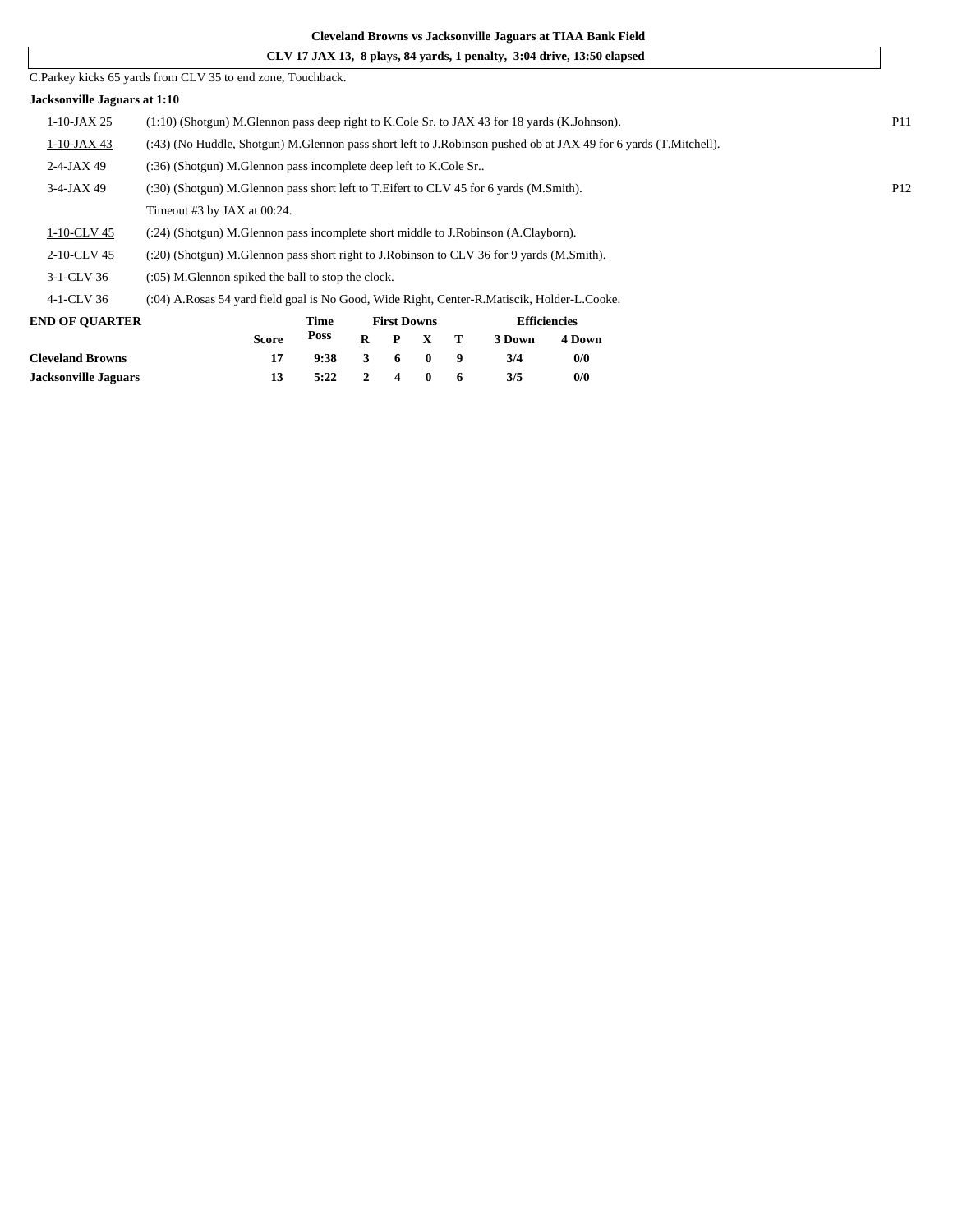**Cleveland Browns vs Jacksonville Jaguars at TIAA Bank Field**

**CLV 17 JAX 13, 8 plays, 84 yards, 1 penalty, 3:04 drive, 13:50 elapsed**

C.Parkey kicks 65 yards from CLV 35 to end zone, Touchback.

**Jacksonville Jaguars at 1:10**

| | | |
|---|---|---|
| 1-10-JAX 25 | (1:10) (Shotgun) M.Glennon pass deep right to K.Cole Sr. to JAX 43 for 18 yards (K.Johnson). | P11 |
| 1-10-JAX 43 | (:43) (No Huddle, Shotgun) M.Glennon pass short left to J.Robinson pushed ob at JAX 49 for 6 yards (T.Mitchell). | |
| 2-4-JAX 49 | (:36) (Shotgun) M.Glennon pass incomplete deep left to K.Cole Sr.. | |
| 3-4-JAX 49 | (:30) (Shotgun) M.Glennon pass short left to T.Eifert to CLV 45 for 6 yards (M.Smith). | P12 |
| | Timeout #3 by JAX at 00:24. | |
| 1-10-CLV 45 | (:24) (Shotgun) M.Glennon pass incomplete short middle to J.Robinson (A.Clayborn). | |
| 2-10-CLV 45 | (:20) (Shotgun) M.Glennon pass short right to J.Robinson to CLV 36 for 9 yards (M.Smith). | |
| 3-1-CLV 36 | (:05) M.Glennon spiked the ball to stop the clock. | |
| 4-1-CLV 36 | (:04) A.Rosas 54 yard field goal is No Good, Wide Right, Center-R.Matiscik, Holder-L.Cooke. | |

| END OF QUARTER | Score | Time Poss | First Downs R | P | X | T | Efficiencies 3 Down | 4 Down |
|---|---|---|---|---|---|---|---|---|
| **Cleveland Browns** | 17 | 9:38 | 3 | 6 | 0 | 9 | 3/4 | 0/0 |
| **Jacksonville Jaguars** | 13 | 5:22 | 2 | 4 | 0 | 6 | 3/5 | 0/0 |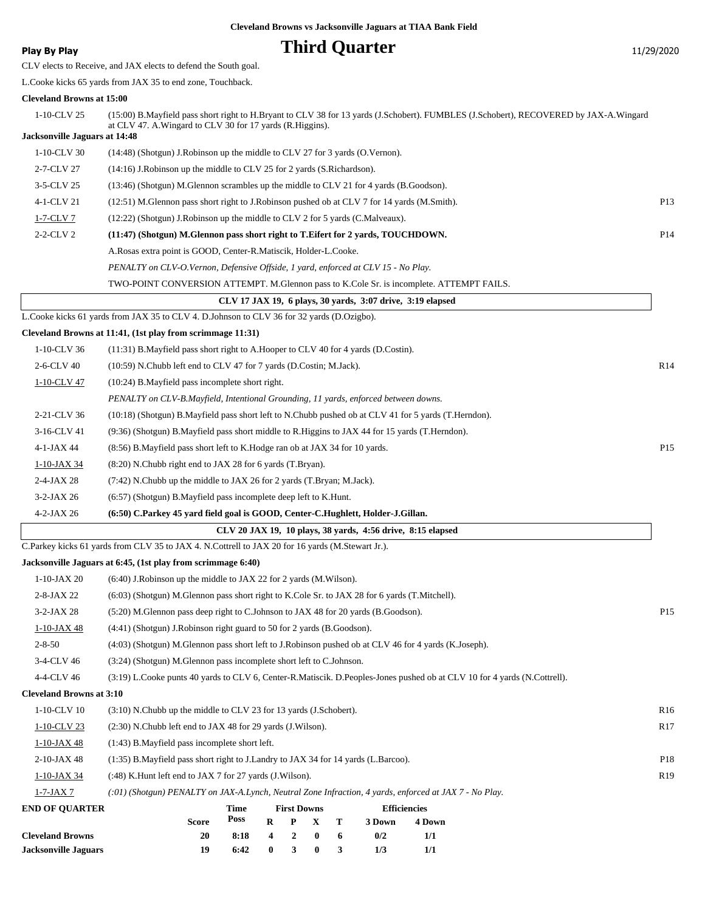Cleveland Browns vs Jacksonville Jaguars at TIAA Bank Field

**Play By Play**

# Third Quarter

11/29/2020

CLV elects to Receive, and JAX elects to defend the South goal.

L.Cooke kicks 65 yards from JAX 35 to end zone, Touchback.

**Cleveland Browns at 15:00**

| | | |
|---|---|---|
| 1-10-CLV 25 | (15:00) B.Mayfield pass short right to H.Bryant to CLV 38 for 13 yards (J.Schobert). FUMBLES (J.Schobert), RECOVERED by JAX-A.Wingard at CLV 47. A.Wingard to CLV 30 for 17 yards (R.Higgins). | |

**Jacksonville Jaguars at 14:48**

| | | |
|---|---|---|
| 1-10-CLV 30 | (14:48) (Shotgun) J.Robinson up the middle to CLV 27 for 3 yards (O.Vernon). | |
| 2-7-CLV 27 | (14:16) J.Robinson up the middle to CLV 25 for 2 yards (S.Richardson). | |
| 3-5-CLV 25 | (13:46) (Shotgun) M.Glennon scrambles up the middle to CLV 21 for 4 yards (B.Goodson). | |
| 4-1-CLV 21 | (12:51) M.Glennon pass short right to J.Robinson pushed ob at CLV 7 for 14 yards (M.Smith). | P13 |
| 1-7-CLV 7 | (12:22) (Shotgun) J.Robinson up the middle to CLV 2 for 5 yards (C.Malveaux). | |
| 2-2-CLV 2 | **(11:47) (Shotgun) M.Glennon pass short right to T.Eifert for 2 yards, TOUCHDOWN.** | P14 |
| | A.Rosas extra point is GOOD, Center-R.Matiscik, Holder-L.Cooke. | |
| | *PENALTY on CLV-O.Vernon, Defensive Offside, 1 yard, enforced at CLV 15 - No Play.* | |
| | TWO-POINT CONVERSION ATTEMPT. M.Glennon pass to K.Cole Sr. is incomplete. ATTEMPT FAILS. | |

**CLV 17 JAX 19, 6 plays, 30 yards, 3:07 drive, 3:19 elapsed**

L.Cooke kicks 61 yards from JAX 35 to CLV 4. D.Johnson to CLV 36 for 32 yards (D.Ozigbo).

**Cleveland Browns at 11:41, (1st play from scrimmage 11:31)**

| | | |
|---|---|---|
| 1-10-CLV 36 | (11:31) B.Mayfield pass short right to A.Hooper to CLV 40 for 4 yards (D.Costin). | |
| 2-6-CLV 40 | (10:59) N.Chubb left end to CLV 47 for 7 yards (D.Costin; M.Jack). | R14 |
| 1-10-CLV 47 | (10:24) B.Mayfield pass incomplete short right. | |
| | *PENALTY on CLV-B.Mayfield, Intentional Grounding, 11 yards, enforced between downs.* | |
| 2-21-CLV 36 | (10:18) (Shotgun) B.Mayfield pass short left to N.Chubb pushed ob at CLV 41 for 5 yards (T.Herndon). | |
| 3-16-CLV 41 | (9:36) (Shotgun) B.Mayfield pass short middle to R.Higgins to JAX 44 for 15 yards (T.Herndon). | |
| 4-1-JAX 44 | (8:56) B.Mayfield pass short left to K.Hodge ran ob at JAX 34 for 10 yards. | P15 |
| 1-10-JAX 34 | (8:20) N.Chubb right end to JAX 28 for 6 yards (T.Bryan). | |
| 2-4-JAX 28 | (7:42) N.Chubb up the middle to JAX 26 for 2 yards (T.Bryan; M.Jack). | |
| 3-2-JAX 26 | (6:57) (Shotgun) B.Mayfield pass incomplete deep left to K.Hunt. | |
| 4-2-JAX 26 | **(6:50) C.Parkey 45 yard field goal is GOOD, Center-C.Hughlett, Holder-J.Gillan.** | |

**CLV 20 JAX 19, 10 plays, 38 yards, 4:56 drive, 8:15 elapsed**

C.Parkey kicks 61 yards from CLV 35 to JAX 4. N.Cottrell to JAX 20 for 16 yards (M.Stewart Jr.).

**Jacksonville Jaguars at 6:45, (1st play from scrimmage 6:40)**

| | | |
|---|---|---|
| 1-10-JAX 20 | (6:40) J.Robinson up the middle to JAX 22 for 2 yards (M.Wilson). | |
| 2-8-JAX 22 | (6:03) (Shotgun) M.Glennon pass short right to K.Cole Sr. to JAX 28 for 6 yards (T.Mitchell). | |
| 3-2-JAX 28 | (5:20) M.Glennon pass deep right to C.Johnson to JAX 48 for 20 yards (B.Goodson). | P15 |
| 1-10-JAX 48 | (4:41) (Shotgun) J.Robinson right guard to 50 for 2 yards (B.Goodson). | |
| 2-8-50 | (4:03) (Shotgun) M.Glennon pass short left to J.Robinson pushed ob at CLV 46 for 4 yards (K.Joseph). | |
| 3-4-CLV 46 | (3:24) (Shotgun) M.Glennon pass incomplete short left to C.Johnson. | |
| 4-4-CLV 46 | (3:19) L.Cooke punts 40 yards to CLV 6, Center-R.Matiscik. D.Peoples-Jones pushed ob at CLV 10 for 4 yards (N.Cottrell). | |

**Cleveland Browns at 3:10**

| | | |
|---|---|---|
| 1-10-CLV 10 | (3:10) N.Chubb up the middle to CLV 23 for 13 yards (J.Schobert). | R16 |
| 1-10-CLV 23 | (2:30) N.Chubb left end to JAX 48 for 29 yards (J.Wilson). | R17 |
| 1-10-JAX 48 | (1:43) B.Mayfield pass incomplete short left. | |
| 2-10-JAX 48 | (1:35) B.Mayfield pass short right to J.Landry to JAX 34 for 14 yards (L.Barcoo). | P18 |
| 1-10-JAX 34 | (:48) K.Hunt left end to JAX 7 for 27 yards (J.Wilson). | R19 |
| 1-7-JAX 7 | *(:01) (Shotgun) PENALTY on JAX-A.Lynch, Neutral Zone Infraction, 4 yards, enforced at JAX 7 - No Play.* | |

| END OF QUARTER | Score | Time Poss | First Downs R | P | X | T | Efficiencies 3 Down | 4 Down |
|---|---|---|---|---|---|---|---|---|
| **Cleveland Browns** | 20 | 8:18 | 4 | 2 | 0 | 6 | 0/2 | 1/1 |
| **Jacksonville Jaguars** | 19 | 6:42 | 0 | 3 | 0 | 3 | 1/3 | 1/1 |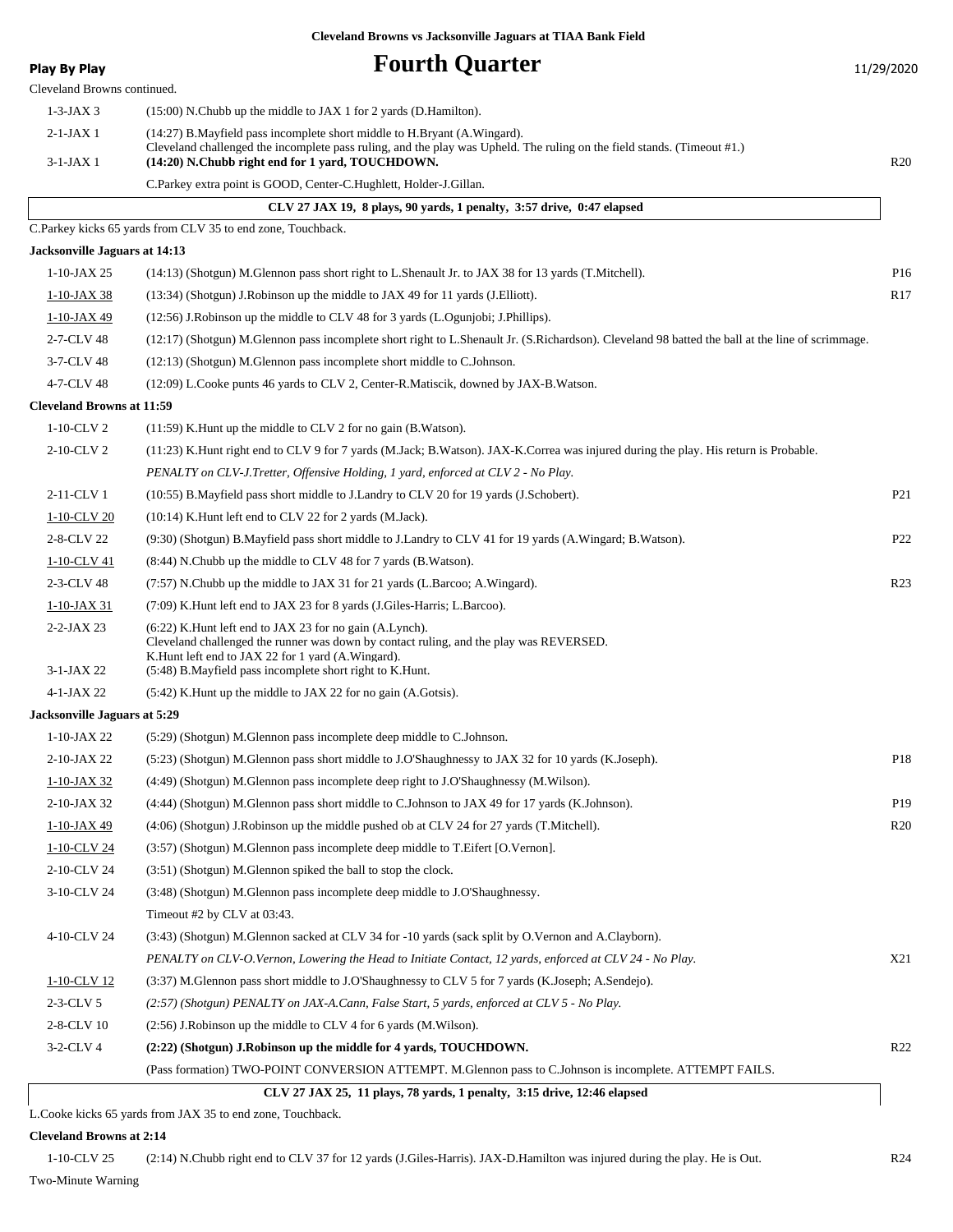**Cleveland Browns vs Jacksonville Jaguars at TIAA Bank Field**

**Play By Play**

# Fourth Quarter

11/29/2020

Cleveland Browns continued.

| Down | Play | |
|---|---|---|
| 1-3-JAX 3 | (15:00) N.Chubb up the middle to JAX 1 for 2 yards (D.Hamilton). | |
| 2-1-JAX 1 | (14:27) B.Mayfield pass incomplete short middle to H.Bryant (A.Wingard). Cleveland challenged the incomplete pass ruling, and the play was Upheld. The ruling on the field stands. (Timeout #1.) | |
| 3-1-JAX 1 | **(14:20) N.Chubb right end for 1 yard, TOUCHDOWN.** | R20 |
| | C.Parkey extra point is GOOD, Center-C.Hughlett, Holder-J.Gillan. | |

**CLV 27 JAX 19, 8 plays, 90 yards, 1 penalty, 3:57 drive, 0:47 elapsed**

C.Parkey kicks 65 yards from CLV 35 to end zone, Touchback.

**Jacksonville Jaguars at 14:13**

| Down | Play | |
|---|---|---|
| 1-10-JAX 25 | (14:13) (Shotgun) M.Glennon pass short right to L.Shenault Jr. to JAX 38 for 13 yards (T.Mitchell). | P16 |
| 1-10-JAX 38 | (13:34) (Shotgun) J.Robinson up the middle to JAX 49 for 11 yards (J.Elliott). | R17 |
| 1-10-JAX 49 | (12:56) J.Robinson up the middle to CLV 48 for 3 yards (L.Ogunjobi; J.Phillips). | |
| 2-7-CLV 48 | (12:17) (Shotgun) M.Glennon pass incomplete short right to L.Shenault Jr. (S.Richardson). Cleveland 98 batted the ball at the line of scrimmage. | |
| 3-7-CLV 48 | (12:13) (Shotgun) M.Glennon pass incomplete short middle to C.Johnson. | |
| 4-7-CLV 48 | (12:09) L.Cooke punts 46 yards to CLV 2, Center-R.Matiscik, downed by JAX-B.Watson. | |

**Cleveland Browns at 11:59**

| Down | Play | |
|---|---|---|
| 1-10-CLV 2 | (11:59) K.Hunt up the middle to CLV 2 for no gain (B.Watson). | |
| 2-10-CLV 2 | (11:23) K.Hunt right end to CLV 9 for 7 yards (M.Jack; B.Watson). JAX-K.Correa was injured during the play. His return is Probable. | |
| | *PENALTY on CLV-J.Tretter, Offensive Holding, 1 yard, enforced at CLV 2 - No Play.* | |
| 2-11-CLV 1 | (10:55) B.Mayfield pass short middle to J.Landry to CLV 20 for 19 yards (J.Schobert). | P21 |
| 1-10-CLV 20 | (10:14) K.Hunt left end to CLV 22 for 2 yards (M.Jack). | |
| 2-8-CLV 22 | (9:30) (Shotgun) B.Mayfield pass short middle to J.Landry to CLV 41 for 19 yards (A.Wingard; B.Watson). | P22 |
| 1-10-CLV 41 | (8:44) N.Chubb up the middle to CLV 48 for 7 yards (B.Watson). | |
| 2-3-CLV 48 | (7:57) N.Chubb up the middle to JAX 31 for 21 yards (L.Barcoo; A.Wingard). | R23 |
| 1-10-JAX 31 | (7:09) K.Hunt left end to JAX 23 for 8 yards (J.Giles-Harris; L.Barcoo). | |
| 2-2-JAX 23 | (6:22) K.Hunt left end to JAX 23 for no gain (A.Lynch). Cleveland challenged the runner was down by contact ruling, and the play was REVERSED. K.Hunt left end to JAX 22 for 1 yard (A.Wingard). | |
| 3-1-JAX 22 | (5:48) B.Mayfield pass incomplete short right to K.Hunt. | |
| 4-1-JAX 22 | (5:42) K.Hunt up the middle to JAX 22 for no gain (A.Gotsis). | |

**Jacksonville Jaguars at 5:29**

| Down | Play | |
|---|---|---|
| 1-10-JAX 22 | (5:29) (Shotgun) M.Glennon pass incomplete deep middle to C.Johnson. | |
| 2-10-JAX 22 | (5:23) (Shotgun) M.Glennon pass short middle to J.O'Shaughnessy to JAX 32 for 10 yards (K.Joseph). | P18 |
| 1-10-JAX 32 | (4:49) (Shotgun) M.Glennon pass incomplete deep right to J.O'Shaughnessy (M.Wilson). | |
| 2-10-JAX 32 | (4:44) (Shotgun) M.Glennon pass short middle to C.Johnson to JAX 49 for 17 yards (K.Johnson). | P19 |
| 1-10-JAX 49 | (4:06) (Shotgun) J.Robinson up the middle pushed ob at CLV 24 for 27 yards (T.Mitchell). | R20 |
| 1-10-CLV 24 | (3:57) (Shotgun) M.Glennon pass incomplete deep middle to T.Eifert [O.Vernon]. | |
| 2-10-CLV 24 | (3:51) (Shotgun) M.Glennon spiked the ball to stop the clock. | |
| 3-10-CLV 24 | (3:48) (Shotgun) M.Glennon pass incomplete deep middle to J.O'Shaughnessy. | |
| | Timeout #2 by CLV at 03:43. | |
| 4-10-CLV 24 | (3:43) (Shotgun) M.Glennon sacked at CLV 34 for -10 yards (sack split by O.Vernon and A.Clayborn). | |
| | *PENALTY on CLV-O.Vernon, Lowering the Head to Initiate Contact, 12 yards, enforced at CLV 24 - No Play.* | X21 |
| 1-10-CLV 12 | (3:37) M.Glennon pass short middle to J.O'Shaughnessy to CLV 5 for 7 yards (K.Joseph; A.Sendejo). | |
| 2-3-CLV 5 | *(2:57) (Shotgun) PENALTY on JAX-A.Cann, False Start, 5 yards, enforced at CLV 5 - No Play.* | |
| 2-8-CLV 10 | (2:56) J.Robinson up the middle to CLV 4 for 6 yards (M.Wilson). | |
| 3-2-CLV 4 | **(2:22) (Shotgun) J.Robinson up the middle for 4 yards, TOUCHDOWN.** | R22 |
| | (Pass formation) TWO-POINT CONVERSION ATTEMPT. M.Glennon pass to C.Johnson is incomplete. ATTEMPT FAILS. | |

**CLV 27 JAX 25, 11 plays, 78 yards, 1 penalty, 3:15 drive, 12:46 elapsed**

L.Cooke kicks 65 yards from JAX 35 to end zone, Touchback.

**Cleveland Browns at 2:14**

| Down | Play | |
|---|---|---|
| 1-10-CLV 25 | (2:14) N.Chubb right end to CLV 37 for 12 yards (J.Giles-Harris). JAX-D.Hamilton was injured during the play. He is Out. | R24 |

Two-Minute Warning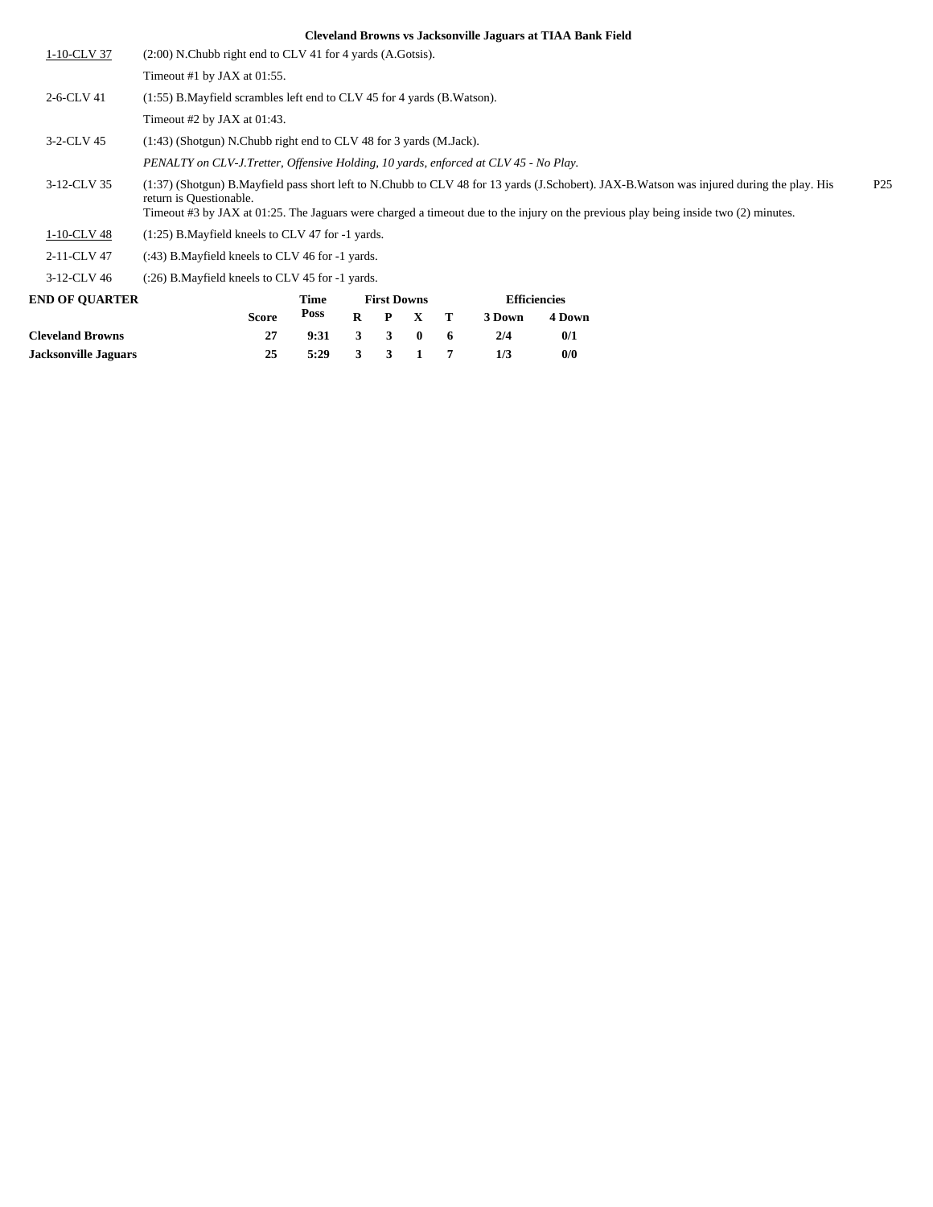**Cleveland Browns vs Jacksonville Jaguars at TIAA Bank Field**

| | | |
|---|---|---|
| 1-10-CLV 37 | (2:00) N.Chubb right end to CLV 41 for 4 yards (A.Gotsis). | |
| | Timeout #1 by JAX at 01:55. | |
| 2-6-CLV 41 | (1:55) B.Mayfield scrambles left end to CLV 45 for 4 yards (B.Watson). | |
| | Timeout #2 by JAX at 01:43. | |
| 3-2-CLV 45 | (1:43) (Shotgun) N.Chubb right end to CLV 48 for 3 yards (M.Jack). | |
| | *PENALTY on CLV-J.Tretter, Offensive Holding, 10 yards, enforced at CLV 45 - No Play.* | |
| 3-12-CLV 35 | (1:37) (Shotgun) B.Mayfield pass short left to N.Chubb to CLV 48 for 13 yards (J.Schobert). JAX-B.Watson was injured during the play. His return is Questionable. Timeout #3 by JAX at 01:25. The Jaguars were charged a timeout due to the injury on the previous play being inside two (2) minutes. | P25 |
| 1-10-CLV 48 | (1:25) B.Mayfield kneels to CLV 47 for -1 yards. | |
| 2-11-CLV 47 | (:43) B.Mayfield kneels to CLV 46 for -1 yards. | |
| 3-12-CLV 46 | (:26) B.Mayfield kneels to CLV 45 for -1 yards. | |

| END OF QUARTER | Score | Time Poss | First Downs R | P | X | T | Efficiencies 3 Down | 4 Down |
|---|---|---|---|---|---|---|---|---|
| **Cleveland Browns** | **27** | **9:31** | **3** | **3** | **0** | **6** | **2/4** | **0/1** |
| **Jacksonville Jaguars** | **25** | **5:29** | **3** | **3** | **1** | **7** | **1/3** | **0/0** |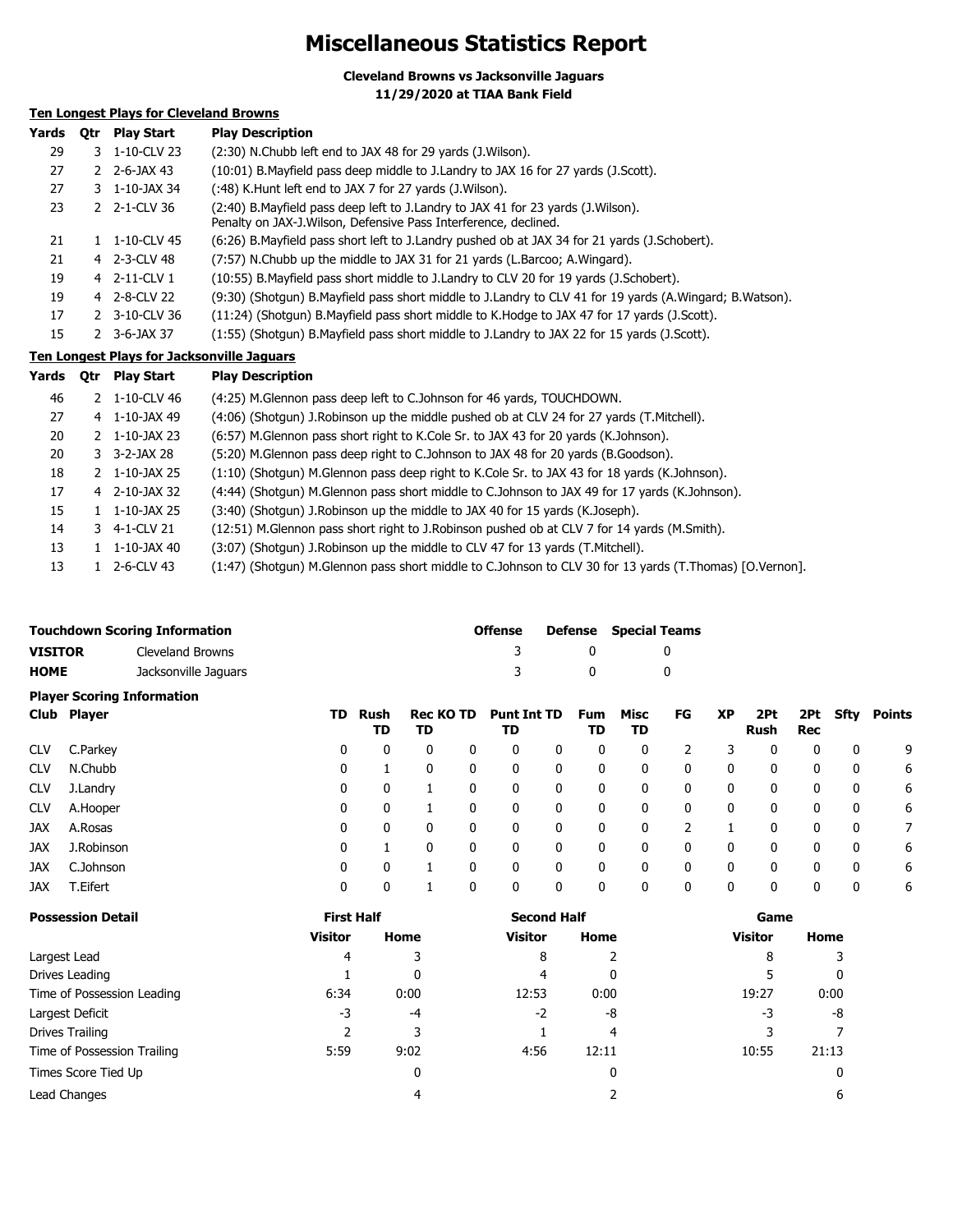# Miscellaneous Statistics Report

**Cleveland Browns vs Jacksonville Jaguars**
**11/29/2020 at TIAA Bank Field**

## Ten Longest Plays for Cleveland Browns

| Yards | Qtr | Play Start | Play Description |
|---|---|---|---|
| 29 | 3 | 1-10-CLV 23 | (2:30) N.Chubb left end to JAX 48 for 29 yards (J.Wilson). |
| 27 | 2 | 2-6-JAX 43 | (10:01) B.Mayfield pass deep middle to J.Landry to JAX 16 for 27 yards (J.Scott). |
| 27 | 3 | 1-10-JAX 34 | (:48) K.Hunt left end to JAX 7 for 27 yards (J.Wilson). |
| 23 | 2 | 2-1-CLV 36 | (2:40) B.Mayfield pass deep left to J.Landry to JAX 41 for 23 yards (J.Wilson). Penalty on JAX-J.Wilson, Defensive Pass Interference, declined. |
| 21 | 1 | 1-10-CLV 45 | (6:26) B.Mayfield pass short left to J.Landry pushed ob at JAX 34 for 21 yards (J.Schobert). |
| 21 | 4 | 2-3-CLV 48 | (7:57) N.Chubb up the middle to JAX 31 for 21 yards (L.Barcoo; A.Wingard). |
| 19 | 4 | 2-11-CLV 1 | (10:55) B.Mayfield pass short middle to J.Landry to CLV 20 for 19 yards (J.Schobert). |
| 19 | 4 | 2-8-CLV 22 | (9:30) (Shotgun) B.Mayfield pass short middle to J.Landry to CLV 41 for 19 yards (A.Wingard; B.Watson). |
| 17 | 2 | 3-10-CLV 36 | (11:24) (Shotgun) B.Mayfield pass short middle to K.Hodge to JAX 47 for 17 yards (J.Scott). |
| 15 | 2 | 3-6-JAX 37 | (1:55) (Shotgun) B.Mayfield pass short middle to J.Landry to JAX 22 for 15 yards (J.Scott). |

## Ten Longest Plays for Jacksonville Jaguars

| Yards | Qtr | Play Start | Play Description |
|---|---|---|---|
| 46 | 2 | 1-10-CLV 46 | (4:25) M.Glennon pass deep left to C.Johnson for 46 yards, TOUCHDOWN. |
| 27 | 4 | 1-10-JAX 49 | (4:06) (Shotgun) J.Robinson up the middle pushed ob at CLV 24 for 27 yards (T.Mitchell). |
| 20 | 2 | 1-10-JAX 23 | (6:57) M.Glennon pass short right to K.Cole Sr. to JAX 43 for 20 yards (K.Johnson). |
| 20 | 3 | 3-2-JAX 28 | (5:20) M.Glennon pass deep right to C.Johnson to JAX 48 for 20 yards (B.Goodson). |
| 18 | 2 | 1-10-JAX 25 | (1:10) (Shotgun) M.Glennon pass deep right to K.Cole Sr. to JAX 43 for 18 yards (K.Johnson). |
| 17 | 4 | 2-10-JAX 32 | (4:44) (Shotgun) M.Glennon pass short middle to C.Johnson to JAX 49 for 17 yards (K.Johnson). |
| 15 | 1 | 1-10-JAX 25 | (3:40) (Shotgun) J.Robinson up the middle to JAX 40 for 15 yards (K.Joseph). |
| 14 | 3 | 4-1-CLV 21 | (12:51) M.Glennon pass short right to J.Robinson pushed ob at CLV 7 for 14 yards (M.Smith). |
| 13 | 1 | 1-10-JAX 40 | (3:07) (Shotgun) J.Robinson up the middle to CLV 47 for 13 yards (T.Mitchell). |
| 13 | 1 | 2-6-CLV 43 | (1:47) (Shotgun) M.Glennon pass short middle to C.Johnson to CLV 30 for 13 yards (T.Thomas) [O.Vernon]. |

## Touchdown Scoring Information

| | | Offense | Defense | Special Teams |
|---|---|---|---|---|
| **VISITOR** | Cleveland Browns | 3 | 0 | 0 |
| **HOME** | Jacksonville Jaguars | 3 | 0 | 0 |

## Player Scoring Information

| Club | Player | TD | Rush TD | Rec TD | KO TD | Punt TD | Int TD | Fum TD | Misc TD | FG | XP | 2Pt Rush | 2Pt Rec | Sfty | Points |
|---|---|---|---|---|---|---|---|---|---|---|---|---|---|---|---|
| CLV | C.Parkey | 0 | 0 | 0 | 0 | 0 | 0 | 0 | 0 | 2 | 3 | 0 | 0 | 0 | 9 |
| CLV | N.Chubb | 0 | 1 | 0 | 0 | 0 | 0 | 0 | 0 | 0 | 0 | 0 | 0 | 0 | 6 |
| CLV | J.Landry | 0 | 0 | 1 | 0 | 0 | 0 | 0 | 0 | 0 | 0 | 0 | 0 | 0 | 6 |
| CLV | A.Hooper | 0 | 0 | 1 | 0 | 0 | 0 | 0 | 0 | 0 | 0 | 0 | 0 | 0 | 6 |
| JAX | A.Rosas | 0 | 0 | 0 | 0 | 0 | 0 | 0 | 0 | 2 | 1 | 0 | 0 | 0 | 7 |
| JAX | J.Robinson | 0 | 1 | 0 | 0 | 0 | 0 | 0 | 0 | 0 | 0 | 0 | 0 | 0 | 6 |
| JAX | C.Johnson | 0 | 0 | 1 | 0 | 0 | 0 | 0 | 0 | 0 | 0 | 0 | 0 | 0 | 6 |
| JAX | T.Eifert | 0 | 0 | 1 | 0 | 0 | 0 | 0 | 0 | 0 | 0 | 0 | 0 | 0 | 6 |

## Possession Detail

| | First Half | | Second Half | | Game | |
|---|---|---|---|---|---|---|
| | Visitor | Home | Visitor | Home | Visitor | Home |
| Largest Lead | 4 | 3 | 8 | 2 | 8 | 3 |
| Drives Leading | 1 | 0 | 4 | 0 | 5 | 0 |
| Time of Possession Leading | 6:34 | 0:00 | 12:53 | 0:00 | 19:27 | 0:00 |
| Largest Deficit | -3 | -4 | -2 | -8 | -3 | -8 |
| Drives Trailing | 2 | 3 | 1 | 4 | 3 | 7 |
| Time of Possession Trailing | 5:59 | 9:02 | 4:56 | 12:11 | 10:55 | 21:13 |
| Times Score Tied Up | | 0 | | 0 | | 0 |
| Lead Changes | | 4 | | 2 | | 6 |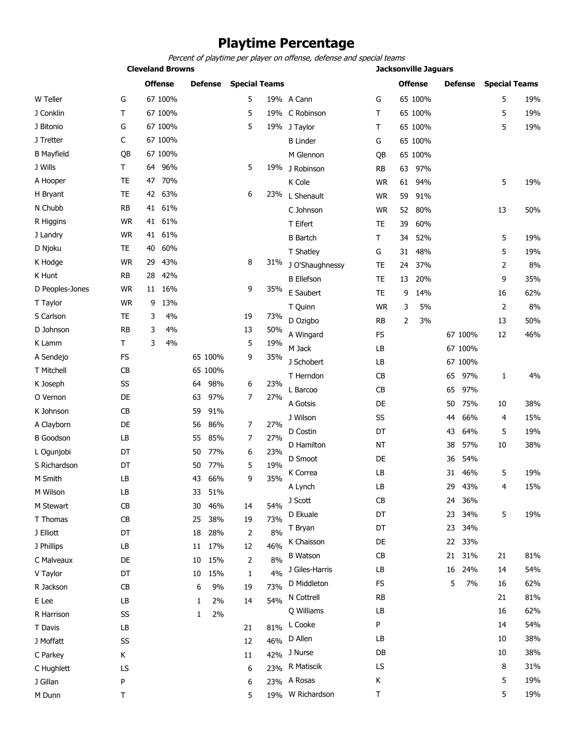# Playtime Percentage

*Percent of playtime per player on offense, defense and special teams*

**Cleveland Browns**

| Player | Pos | Offense | | Defense | | Special Teams | |
|---|---|---|---|---|---|---|---|
| W Teller | G | 67 | 100% | | | 5 | 19% |
| J Conklin | T | 67 | 100% | | | 5 | 19% |
| J Bitonio | G | 67 | 100% | | | 5 | 19% |
| J Tretter | C | 67 | 100% | | | | |
| B Mayfield | QB | 67 | 100% | | | | |
| J Wills | T | 64 | 96% | | | 5 | 19% |
| A Hooper | TE | 47 | 70% | | | | |
| H Bryant | TE | 42 | 63% | | | 6 | 23% |
| N Chubb | RB | 41 | 61% | | | | |
| R Higgins | WR | 41 | 61% | | | | |
| J Landry | WR | 41 | 61% | | | | |
| D Njoku | TE | 40 | 60% | | | | |
| K Hodge | WR | 29 | 43% | | | 8 | 31% |
| K Hunt | RB | 28 | 42% | | | | |
| D Peoples-Jones | WR | 11 | 16% | | | 9 | 35% |
| T Taylor | WR | 9 | 13% | | | | |
| S Carlson | TE | 3 | 4% | | | 19 | 73% |
| D Johnson | RB | 3 | 4% | | | 13 | 50% |
| K Lamm | T | 3 | 4% | | | 5 | 19% |
| A Sendejo | FS | | | 65 | 100% | 9 | 35% |
| T Mitchell | CB | | | 65 | 100% | | |
| K Joseph | SS | | | 64 | 98% | 6 | 23% |
| O Vernon | DE | | | 63 | 97% | 7 | 27% |
| K Johnson | CB | | | 59 | 91% | | |
| A Clayborn | DE | | | 56 | 86% | 7 | 27% |
| B Goodson | LB | | | 55 | 85% | 7 | 27% |
| L Ogunjobi | DT | | | 50 | 77% | 6 | 23% |
| S Richardson | DT | | | 50 | 77% | 5 | 19% |
| M Smith | LB | | | 43 | 66% | 9 | 35% |
| M Wilson | LB | | | 33 | 51% | | |
| M Stewart | CB | | | 30 | 46% | 14 | 54% |
| T Thomas | CB | | | 25 | 38% | 19 | 73% |
| J Elliott | DT | | | 18 | 28% | 2 | 8% |
| J Phillips | LB | | | 11 | 17% | 12 | 46% |
| C Malveaux | DE | | | 10 | 15% | 2 | 8% |
| V Taylor | DT | | | 10 | 15% | 1 | 4% |
| R Jackson | CB | | | 6 | 9% | 19 | 73% |
| E Lee | LB | | | 1 | 2% | 14 | 54% |
| R Harrison | SS | | | 1 | 2% | | |
| T Davis | LB | | | | | 21 | 81% |
| J Moffatt | SS | | | | | 12 | 46% |
| C Parkey | K | | | | | 11 | 42% |
| C Hughlett | LS | | | | | 6 | 23% |
| J Gillan | P | | | | | 6 | 23% |
| M Dunn | T | | | | | 5 | 19% |

**Jacksonville Jaguars**

| Player | Pos | Offense | | Defense | | Special Teams | |
|---|---|---|---|---|---|---|---|
| A Cann | G | 65 | 100% | | | 5 | 19% |
| C Robinson | T | 65 | 100% | | | 5 | 19% |
| J Taylor | T | 65 | 100% | | | 5 | 19% |
| B Linder | G | 65 | 100% | | | | |
| M Glennon | QB | 65 | 100% | | | | |
| J Robinson | RB | 63 | 97% | | | | |
| K Cole | WR | 61 | 94% | | | 5 | 19% |
| L Shenault | WR | 59 | 91% | | | | |
| C Johnson | WR | 52 | 80% | | | 13 | 50% |
| T Eifert | TE | 39 | 60% | | | | |
| B Bartch | T | 34 | 52% | | | 5 | 19% |
| T Shatley | G | 31 | 48% | | | 5 | 19% |
| J O'Shaughnessy | TE | 24 | 37% | | | 2 | 8% |
| B Ellefson | TE | 13 | 20% | | | 9 | 35% |
| E Saubert | TE | 9 | 14% | | | 16 | 62% |
| T Quinn | WR | 3 | 5% | | | 2 | 8% |
| D Ozigbo | RB | 2 | 3% | | | 13 | 50% |
| A Wingard | FS | | | 67 | 100% | 12 | 46% |
| M Jack | LB | | | 67 | 100% | | |
| J Schobert | LB | | | 67 | 100% | | |
| T Herndon | CB | | | 65 | 97% | 1 | 4% |
| L Barcoo | CB | | | 65 | 97% | | |
| A Gotsis | DE | | | 50 | 75% | 10 | 38% |
| J Wilson | SS | | | 44 | 66% | 4 | 15% |
| D Costin | DT | | | 43 | 64% | 5 | 19% |
| D Hamilton | NT | | | 38 | 57% | 10 | 38% |
| D Smoot | DE | | | 36 | 54% | | |
| K Correa | LB | | | 31 | 46% | 5 | 19% |
| A Lynch | LB | | | 29 | 43% | 4 | 15% |
| J Scott | CB | | | 24 | 36% | | |
| D Ekuale | DT | | | 23 | 34% | 5 | 19% |
| T Bryan | DT | | | 23 | 34% | | |
| K Chaisson | DE | | | 22 | 33% | | |
| B Watson | CB | | | 21 | 31% | 21 | 81% |
| J Giles-Harris | LB | | | 16 | 24% | 14 | 54% |
| D Middleton | FS | | | 5 | 7% | 16 | 62% |
| N Cottrell | RB | | | | | 21 | 81% |
| Q Williams | LB | | | | | 16 | 62% |
| L Cooke | P | | | | | 14 | 54% |
| D Allen | LB | | | | | 10 | 38% |
| J Nurse | DB | | | | | 10 | 38% |
| R Matiscik | LS | | | | | 8 | 31% |
| A Rosas | K | | | | | 5 | 19% |
| W Richardson | T | | | | | 5 | 19% |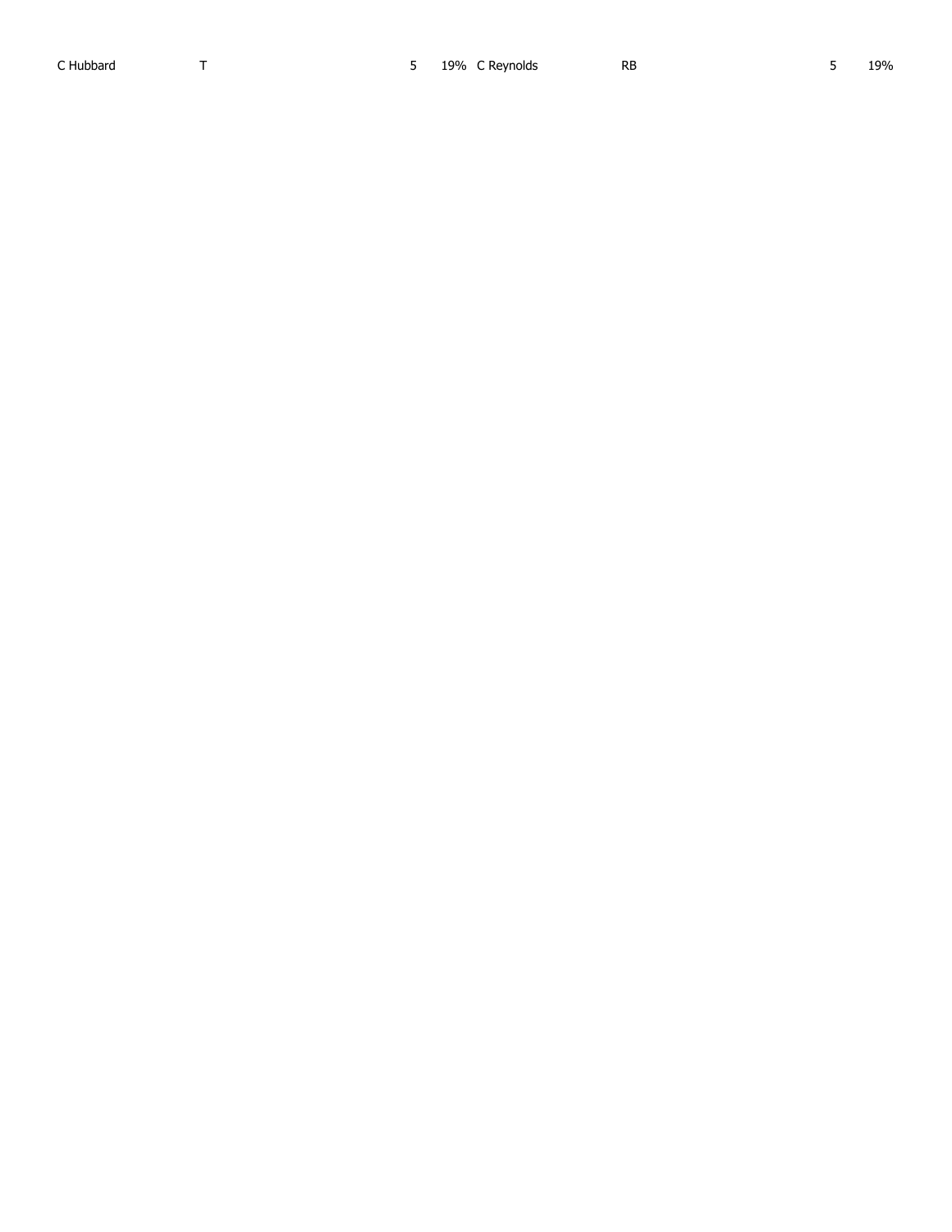| | | | | | | | |
|---|---|---|---|---|---|---|---|
| C Hubbard | T | 5 | 19% | C Reynolds | RB | 5 | 19% |